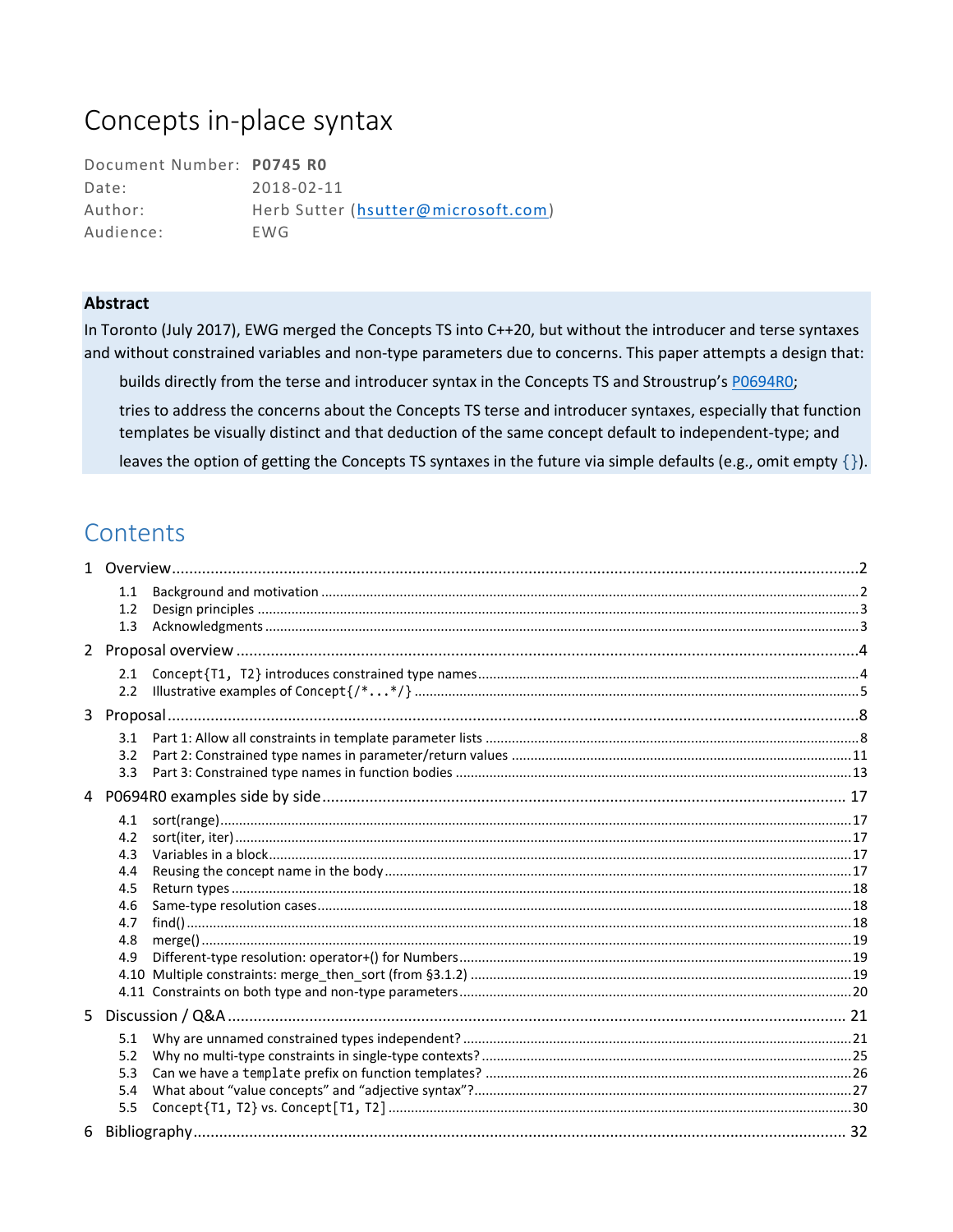# Concepts in-place syntax

| | |
|---|---|
| Document Number: | **P0745 R0** |
| Date: | 2018-02-11 |
| Author: | Herb Sutter (hsutter@microsoft.com) |
| Audience: | EWG |

**Abstract**

In Toronto (July 2017), EWG merged the Concepts TS into C++20, but without the introducer and terse syntaxes and without constrained variables and non-type parameters due to concerns. This paper attempts a design that:

> builds directly from the terse and introducer syntax in the Concepts TS and Stroustrup's P0694R0;
>
> tries to address the concerns about the Concepts TS terse and introducer syntaxes, especially that function templates be visually distinct and that deduction of the same concept default to independent-type; and
>
> leaves the option of getting the Concepts TS syntaxes in the future via simple defaults (e.g., omit empty `{}`).

## Contents

1 Overview ..... 2
- 1.1 Background and motivation ..... 2
- 1.2 Design principles ..... 3
- 1.3 Acknowledgments ..... 3

2 Proposal overview ..... 4
- 2.1 `Concept{T1, T2}` introduces constrained type names ..... 4
- 2.2 Illustrative examples of `Concept{/*...*/}` ..... 5

3 Proposal ..... 8
- 3.1 Part 1: Allow all constraints in template parameter lists ..... 8
- 3.2 Part 2: Constrained type names in parameter/return values ..... 11
- 3.3 Part 3: Constrained type names in function bodies ..... 13

4 P0694R0 examples side by side ..... 17
- 4.1 sort(range) ..... 17
- 4.2 sort(iter, iter) ..... 17
- 4.3 Variables in a block ..... 17
- 4.4 Reusing the concept name in the body ..... 17
- 4.5 Return types ..... 18
- 4.6 Same-type resolution cases ..... 18
- 4.7 find() ..... 18
- 4.8 merge() ..... 19
- 4.9 Different-type resolution: operator+() for Numbers ..... 19
- 4.10 Multiple constraints: merge_then_sort (from §3.1.2) ..... 19
- 4.11 Constraints on both type and non-type parameters ..... 20

5 Discussion / Q&A ..... 21
- 5.1 Why are unnamed constrained types independent? ..... 21
- 5.2 Why no multi-type constraints in single-type contexts? ..... 25
- 5.3 Can we have a `template` prefix on function templates? ..... 26
- 5.4 What about "value concepts" and "adjective syntax"? ..... 27
- 5.5 `Concept{T1, T2}` vs. `Concept[T1, T2]` ..... 30

6 Bibliography ..... 32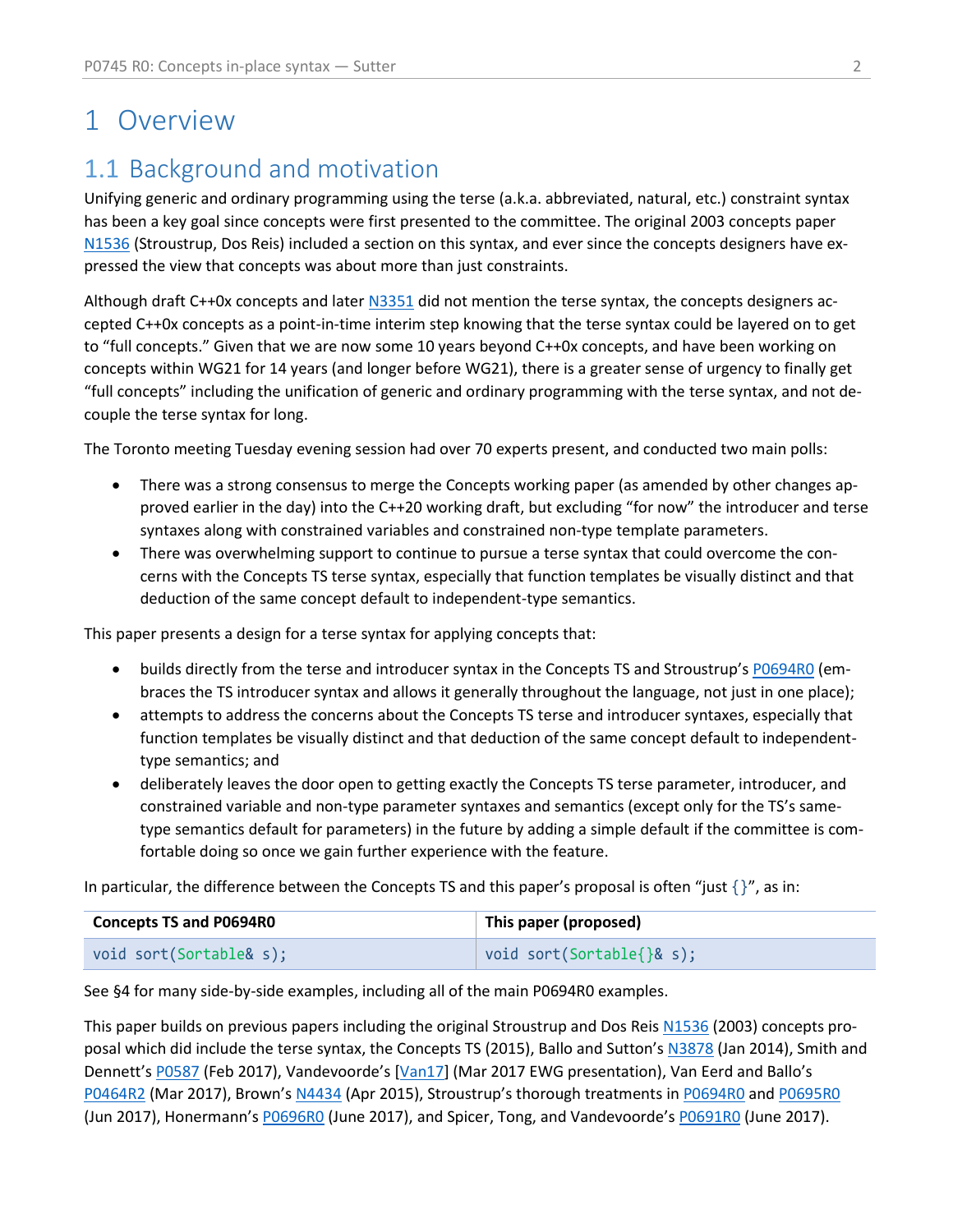# 1 Overview

## 1.1 Background and motivation

Unifying generic and ordinary programming using the terse (a.k.a. abbreviated, natural, etc.) constraint syntax has been a key goal since concepts were first presented to the committee. The original 2003 concepts paper N1536 (Stroustrup, Dos Reis) included a section on this syntax, and ever since the concepts designers have expressed the view that concepts was about more than just constraints.

Although draft C++0x concepts and later N3351 did not mention the terse syntax, the concepts designers accepted C++0x concepts as a point-in-time interim step knowing that the terse syntax could be layered on to get to "full concepts." Given that we are now some 10 years beyond C++0x concepts, and have been working on concepts within WG21 for 14 years (and longer before WG21), there is a greater sense of urgency to finally get "full concepts" including the unification of generic and ordinary programming with the terse syntax, and not decouple the terse syntax for long.

The Toronto meeting Tuesday evening session had over 70 experts present, and conducted two main polls:

- There was a strong consensus to merge the Concepts working paper (as amended by other changes approved earlier in the day) into the C++20 working draft, but excluding "for now" the introducer and terse syntaxes along with constrained variables and constrained non-type template parameters.
- There was overwhelming support to continue to pursue a terse syntax that could overcome the concerns with the Concepts TS terse syntax, especially that function templates be visually distinct and that deduction of the same concept default to independent-type semantics.

This paper presents a design for a terse syntax for applying concepts that:

- builds directly from the terse and introducer syntax in the Concepts TS and Stroustrup's P0694R0 (embraces the TS introducer syntax and allows it generally throughout the language, not just in one place);
- attempts to address the concerns about the Concepts TS terse and introducer syntaxes, especially that function templates be visually distinct and that deduction of the same concept default to independent-type semantics; and
- deliberately leaves the door open to getting exactly the Concepts TS terse parameter, introducer, and constrained variable and non-type parameter syntaxes and semantics (except only for the TS's same-type semantics default for parameters) in the future by adding a simple default if the committee is comfortable doing so once we gain further experience with the feature.

In particular, the difference between the Concepts TS and this paper's proposal is often "just {}", as in:

| Concepts TS and P0694R0 | This paper (proposed) |
|---|---|
| `void sort(Sortable& s);` | `void sort(Sortable{}& s);` |

See §4 for many side-by-side examples, including all of the main P0694R0 examples.

This paper builds on previous papers including the original Stroustrup and Dos Reis N1536 (2003) concepts proposal which did include the terse syntax, the Concepts TS (2015), Ballo and Sutton's N3878 (Jan 2014), Smith and Dennett's P0587 (Feb 2017), Vandevoorde's [Van17] (Mar 2017 EWG presentation), Van Eerd and Ballo's P0464R2 (Mar 2017), Brown's N4434 (Apr 2015), Stroustrup's thorough treatments in P0694R0 and P0695R0 (Jun 2017), Honermann's P0696R0 (June 2017), and Spicer, Tong, and Vandevoorde's P0691R0 (June 2017).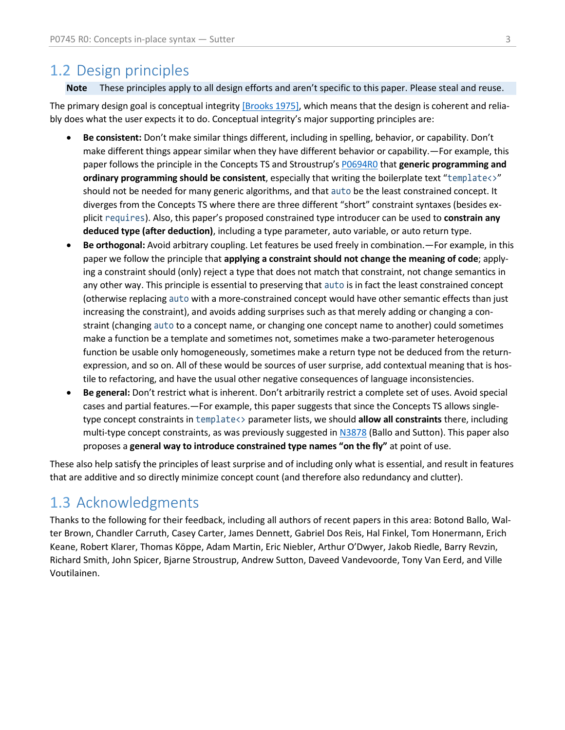## 1.2 Design principles

**Note** These principles apply to all design efforts and aren't specific to this paper. Please steal and reuse.

The primary design goal is conceptual integrity [Brooks 1975], which means that the design is coherent and reliably does what the user expects it to do. Conceptual integrity's major supporting principles are:

- **Be consistent:** Don't make similar things different, including in spelling, behavior, or capability. Don't make different things appear similar when they have different behavior or capability.—For example, this paper follows the principle in the Concepts TS and Stroustrup's P0694R0 that **generic programming and ordinary programming should be consistent**, especially that writing the boilerplate text "`template<>`" should not be needed for many generic algorithms, and that `auto` be the least constrained concept. It diverges from the Concepts TS where there are three different "short" constraint syntaxes (besides explicit `requires`). Also, this paper's proposed constrained type introducer can be used to **constrain any deduced type (after deduction)**, including a type parameter, auto variable, or auto return type.
- **Be orthogonal:** Avoid arbitrary coupling. Let features be used freely in combination.—For example, in this paper we follow the principle that **applying a constraint should not change the meaning of code**; applying a constraint should (only) reject a type that does not match that constraint, not change semantics in any other way. This principle is essential to preserving that `auto` is in fact the least constrained concept (otherwise replacing `auto` with a more-constrained concept would have other semantic effects than just increasing the constraint), and avoids adding surprises such as that merely adding or changing a constraint (changing `auto` to a concept name, or changing one concept name to another) could sometimes make a function be a template and sometimes not, sometimes make a two-parameter heterogenous function be usable only homogeneously, sometimes make a return type not be deduced from the return-expression, and so on. All of these would be sources of user surprise, add contextual meaning that is hostile to refactoring, and have the usual other negative consequences of language inconsistencies.
- **Be general:** Don't restrict what is inherent. Don't arbitrarily restrict a complete set of uses. Avoid special cases and partial features.—For example, this paper suggests that since the Concepts TS allows single-type concept constraints in `template<>` parameter lists, we should **allow all constraints** there, including multi-type concept constraints, as was previously suggested in N3878 (Ballo and Sutton). This paper also proposes a **general way to introduce constrained type names "on the fly"** at point of use.

These also help satisfy the principles of least surprise and of including only what is essential, and result in features that are additive and so directly minimize concept count (and therefore also redundancy and clutter).

## 1.3 Acknowledgments

Thanks to the following for their feedback, including all authors of recent papers in this area: Botond Ballo, Walter Brown, Chandler Carruth, Casey Carter, James Dennett, Gabriel Dos Reis, Hal Finkel, Tom Honermann, Erich Keane, Robert Klarer, Thomas Köppe, Adam Martin, Eric Niebler, Arthur O'Dwyer, Jakob Riedle, Barry Revzin, Richard Smith, John Spicer, Bjarne Stroustrup, Andrew Sutton, Daveed Vandevoorde, Tony Van Eerd, and Ville Voutilainen.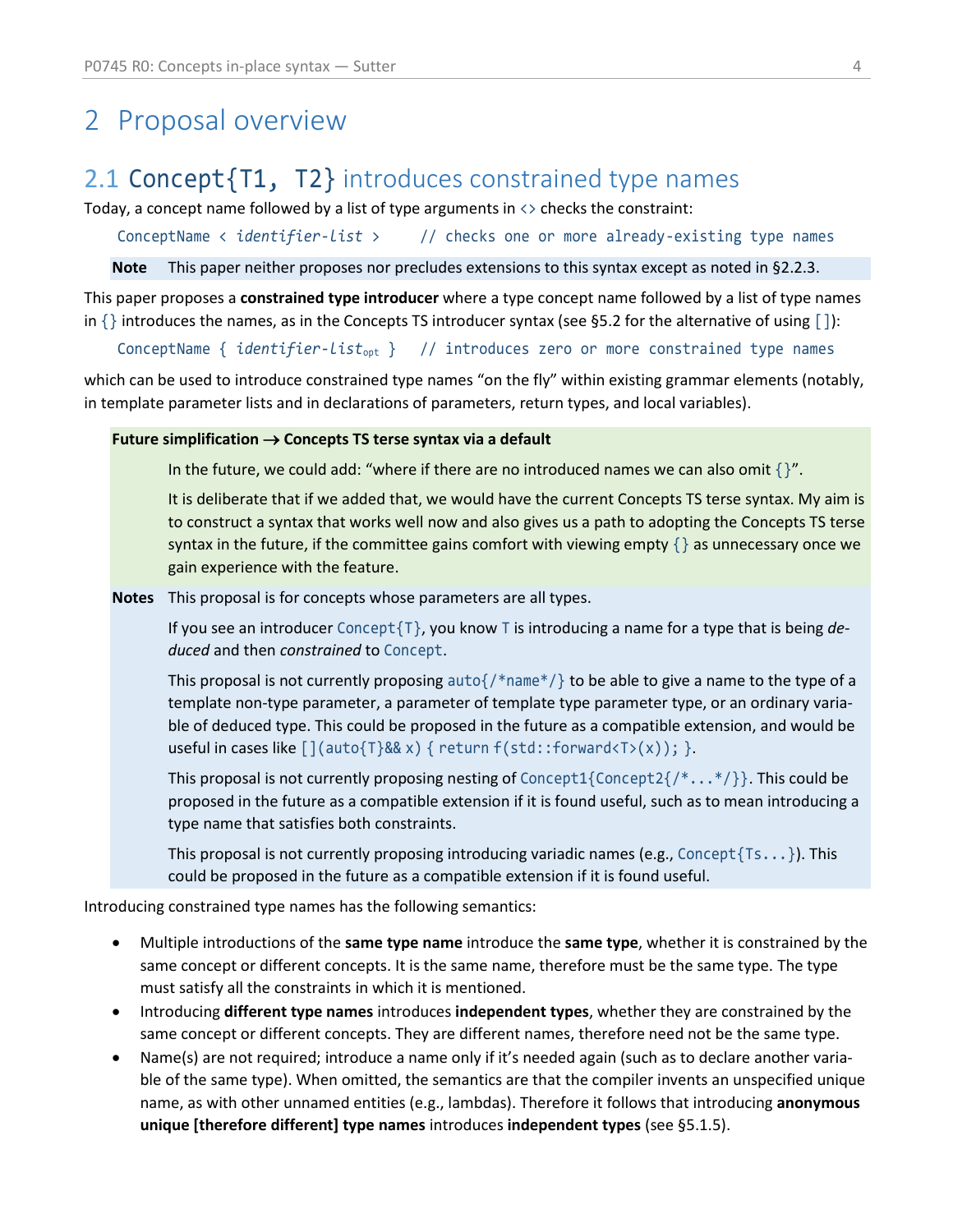# 2 Proposal overview

## 2.1 `Concept{T1, T2}` introduces constrained type names

Today, a concept name followed by a list of type arguments in `<>` checks the constraint:

```
ConceptName < identifier-list >     // checks one or more already-existing type names
```

**Note** This paper neither proposes nor precludes extensions to this syntax except as noted in §2.2.3.

This paper proposes a **constrained type introducer** where a type concept name followed by a list of type names in `{}` introduces the names, as in the Concepts TS introducer syntax (see §5.2 for the alternative of using `[]`):

```
ConceptName { identifier-list_opt }   // introduces zero or more constrained type names
```

which can be used to introduce constrained type names "on the fly" within existing grammar elements (notably, in template parameter lists and in declarations of parameters, return types, and local variables).

**Future simplification → Concepts TS terse syntax via a default**

In the future, we could add: "where if there are no introduced names we can also omit `{}`".

It is deliberate that if we added that, we would have the current Concepts TS terse syntax. My aim is to construct a syntax that works well now and also gives us a path to adopting the Concepts TS terse syntax in the future, if the committee gains comfort with viewing empty `{}` as unnecessary once we gain experience with the feature.

**Notes** This proposal is for concepts whose parameters are all types.

If you see an introducer `Concept{T}`, you know `T` is introducing a name for a type that is being *deduced* and then *constrained* to `Concept`.

This proposal is not currently proposing `auto{/*name*/}` to be able to give a name to the type of a template non-type parameter, a parameter of template type parameter type, or an ordinary variable of deduced type. This could be proposed in the future as a compatible extension, and would be useful in cases like `[](auto{T}&& x) { return f(std::forward<T>(x)); }`.

This proposal is not currently proposing nesting of `Concept1{Concept2{/*...*/}}`. This could be proposed in the future as a compatible extension if it is found useful, such as to mean introducing a type name that satisfies both constraints.

This proposal is not currently proposing introducing variadic names (e.g., `Concept{Ts...}`). This could be proposed in the future as a compatible extension if it is found useful.

Introducing constrained type names has the following semantics:

- Multiple introductions of the **same type name** introduce the **same type**, whether it is constrained by the same concept or different concepts. It is the same name, therefore must be the same type. The type must satisfy all the constraints in which it is mentioned.
- Introducing **different type names** introduces **independent types**, whether they are constrained by the same concept or different concepts. They are different names, therefore need not be the same type.
- Name(s) are not required; introduce a name only if it's needed again (such as to declare another variable of the same type). When omitted, the semantics are that the compiler invents an unspecified unique name, as with other unnamed entities (e.g., lambdas). Therefore it follows that introducing **anonymous unique [therefore different] type names** introduces **independent types** (see §5.1.5).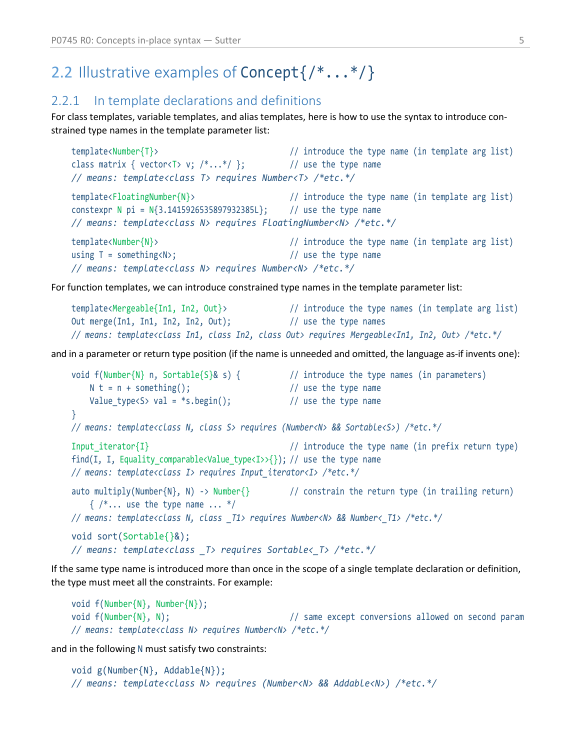## 2.2 Illustrative examples of `Concept{/*...*/}`

### 2.2.1 In template declarations and definitions

For class templates, variable templates, and alias templates, here is how to use the syntax to introduce constrained type names in the template parameter list:

```
template<Number{T}>                          // introduce the type name (in template arg list)
class matrix { vector<T> v; /*...*/ };       // use the type name
// means: template<class T> requires Number<T> /*etc.*/

template<FloatingNumber{N}>                  // introduce the type name (in template arg list)
constexpr N pi = N{3.1415926535897932385L};  // use the type name
// means: template<class N> requires FloatingNumber<N> /*etc.*/

template<Number{N}>                          // introduce the type name (in template arg list)
using T = something<N>;                      // use the type name
// means: template<class N> requires Number<N> /*etc.*/
```

For function templates, we can introduce constrained type names in the template parameter list:

```
template<Mergeable{In1, In2, Out}>           // introduce the type names (in template arg list)
Out merge(In1, In1, In2, In2, Out);          // use the type names
// means: template<class In1, class In2, class Out> requires Mergeable<In1, In2, Out> /*etc.*/
```

and in a parameter or return type position (if the name is unneeded and omitted, the language as-if invents one):

```
void f(Number{N} n, Sortable{S}& s) {        // introduce the type names (in parameters)
    N t = n + something();                   // use the type name
    Value_type<S> val = *s.begin();          // use the type name
}
// means: template<class N, class S> requires (Number<N> && Sortable<S>) /*etc.*/

Input_iterator{I}                            // introduce the type name (in prefix return type)
find(I, I, Equality_comparable<Value_type<I>>{}); // use the type name
// means: template<class I> requires Input_iterator<I> /*etc.*/

auto multiply(Number{N}, N) -> Number{}      // constrain the return type (in trailing return)
    { /*... use the type name ... */
// means: template<class N, class _T1> requires Number<N> && Number<_T1> /*etc.*/

void sort(Sortable{}&);
// means: template<class _T> requires Sortable<_T> /*etc.*/
```

If the same type name is introduced more than once in the scope of a single template declaration or definition, the type must meet all the constraints. For example:

```
void f(Number{N}, Number{N});
void f(Number{N}, N);                        // same except conversions allowed on second param
// means: template<class N> requires Number<N> /*etc.*/
```

and in the following `N` must satisfy two constraints:

```
void g(Number{N}, Addable{N});
// means: template<class N> requires (Number<N> && Addable<N>) /*etc.*/
```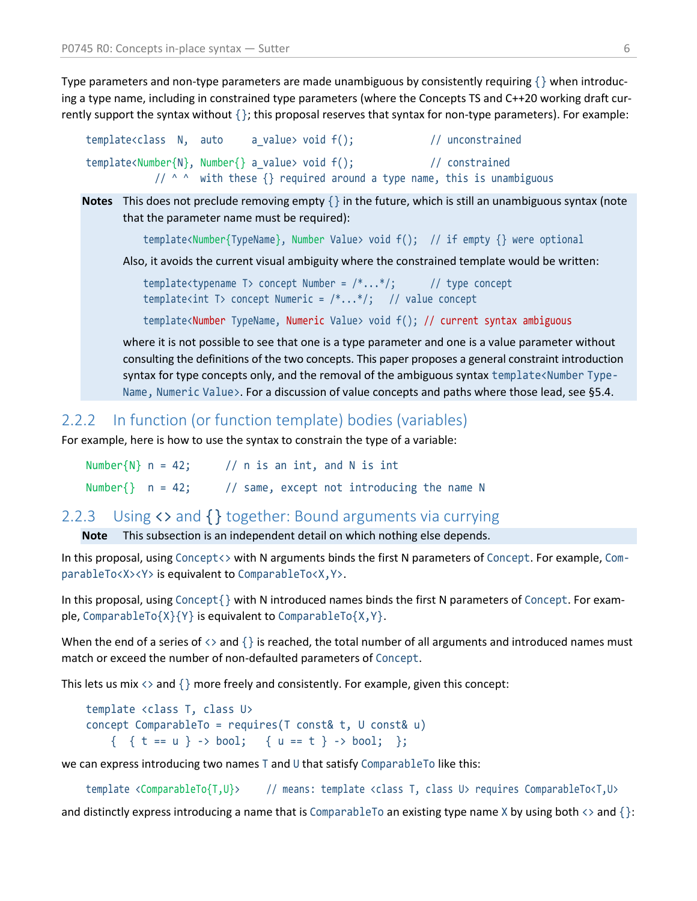Type parameters and non-type parameters are made unambiguous by consistently requiring `{}` when introducing a type name, including in constrained type parameters (where the Concepts TS and C++20 working draft currently support the syntax without `{}`; this proposal reserves that syntax for non-type parameters). For example:

```
template<class  N,  auto     a_value> void f();            // unconstrained

template<Number{N}, Number{} a_value> void f();            // constrained
          // ^ ^  with these {} required around a type name, this is unambiguous
```

**Notes** This does not preclude removing empty `{}` in the future, which is still an unambiguous syntax (note that the parameter name must be required):

```
template<Number{TypeName}, Number Value> void f();  // if empty {} were optional
```

Also, it avoids the current visual ambiguity where the constrained template would be written:

```
template<typename T> concept Number = /*...*/;      // type concept
template<int T> concept Numeric = /*...*/;   // value concept

template<Number TypeName, Numeric Value> void f(); // current syntax ambiguous
```

where it is not possible to see that one is a type parameter and one is a value parameter without consulting the definitions of the two concepts. This paper proposes a general constraint introduction syntax for type concepts only, and the removal of the ambiguous syntax `template<Number TypeName, Numeric Value>`. For a discussion of value concepts and paths where those lead, see §5.4.

### 2.2.2 In function (or function template) bodies (variables)

For example, here is how to use the syntax to constrain the type of a variable:

```
Number{N} n = 42;      // n is an int, and N is int

Number{}  n = 42;      // same, except not introducing the name N
```

### 2.2.3 Using <> and {} together: Bound arguments via currying

**Note** This subsection is an independent detail on which nothing else depends.

In this proposal, using `Concept<>` with N arguments binds the first N parameters of `Concept`. For example, `ComparableTo<X><Y>` is equivalent to `ComparableTo<X,Y>`.

In this proposal, using `Concept{}` with N introduced names binds the first N parameters of `Concept`. For example, `ComparableTo{X}{Y}` is equivalent to `ComparableTo{X,Y}`.

When the end of a series of `<>` and `{}` is reached, the total number of all arguments and introduced names must match or exceed the number of non-defaulted parameters of `Concept`.

This lets us mix `<>` and `{}` more freely and consistently. For example, given this concept:

```
template <class T, class U>
concept ComparableTo = requires(T const& t, U const& u)
    {  { t == u } -> bool;   { u == t } -> bool;  };
```

we can express introducing two names `T` and `U` that satisfy `ComparableTo` like this:

```
template <ComparableTo{T,U}>     // means: template <class T, class U> requires ComparableTo<T,U>
```

and distinctly express introducing a name that is `ComparableTo` an existing type name `X` by using both `<>` and `{}`: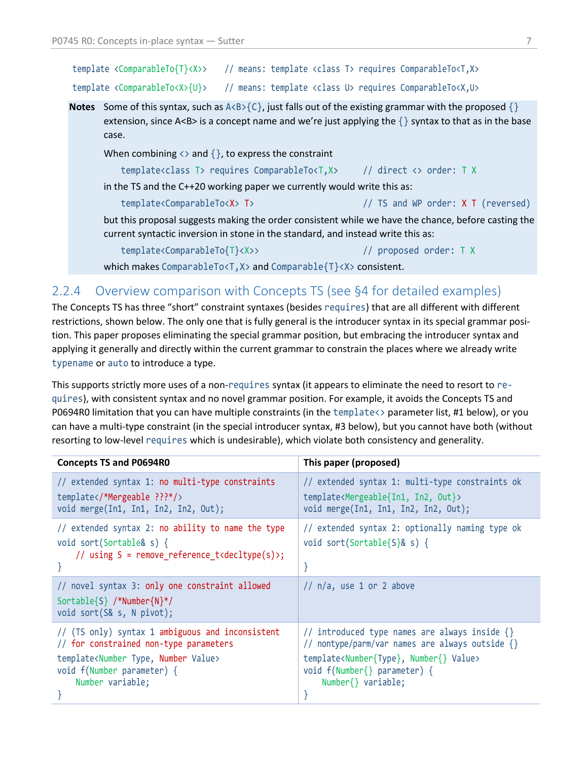```
template <ComparableTo{T}<X>>    // means: template <class T> requires ComparableTo<T,X>
template <ComparableTo<X>{U}>    // means: template <class U> requires ComparableTo<X,U>
```

**Notes** Some of this syntax, such as `A<B>{C}`, just falls out of the existing grammar with the proposed `{}` extension, since A<B> is a concept name and we're just applying the `{}` syntax to that as in the base case.

When combining `<>` and `{}`, to express the constraint

```
template<class T> requires ComparableTo<T,X>     // direct <> order: T X
```

in the TS and the C++20 working paper we currently would write this as:

```
template<ComparableTo<X> T>                       // TS and WP order: X T (reversed)
```

but this proposal suggests making the order consistent while we have the chance, before casting the current syntactic inversion in stone in the standard, and instead write this as:

```
template<ComparableTo{T}<X>>                      // proposed order: T X
```

which makes `ComparableTo<T,X>` and `Comparable{T}<X>` consistent.

### 2.2.4 Overview comparison with Concepts TS (see §4 for detailed examples)

The Concepts TS has three "short" constraint syntaxes (besides `requires`) that are all different with different restrictions, shown below. The only one that is fully general is the introducer syntax in its special grammar position. This paper proposes eliminating the special grammar position, but embracing the introducer syntax and applying it generally and directly within the current grammar to constrain the places where we already write `typename` or `auto` to introduce a type.

This supports strictly more uses of a non-`requires` syntax (it appears to eliminate the need to resort to `requires`), with consistent syntax and no novel grammar position. For example, it avoids the Concepts TS and P0694R0 limitation that you can have multiple constraints (in the `template<>` parameter list, #1 below), or you can have a multi-type constraint (in the special introducer syntax, #3 below), but you cannot have both (without resorting to low-level `requires` which is undesirable), which violate both consistency and generality.

| Concepts TS and P0694R0 | This paper (proposed) |
|---|---|
| `// extended syntax 1: no multi-type constraints`<br>`template</*Mergeable ???*/>`<br>`void merge(In1, In1, In2, In2, Out);` | `// extended syntax 1: multi-type constraints ok`<br>`template<Mergeable{In1, In2, Out}>`<br>`void merge(In1, In1, In2, In2, Out);` |
| `// extended syntax 2: no ability to name the type`<br>`void sort(Sortable& s) {`<br>`    // using S = remove_reference_t<decltype(s)>;`<br>`}` | `// extended syntax 2: optionally naming type ok`<br>`void sort(Sortable{S}& s) {`<br><br>`}` |
| `// novel syntax 3: only one constraint allowed`<br>`Sortable{S} /*Number{N}*/`<br>`void sort(S& s, N pivot);` | `// n/a, use 1 or 2 above` |
| `// (TS only) syntax 1 ambiguous and inconsistent`<br>`// for constrained non-type parameters`<br>`template<Number Type, Number Value>`<br>`void f(Number parameter) {`<br>`    Number variable;`<br>`}` | `// introduced type names are always inside {}`<br>`// nontype/parm/var names are always outside {}`<br>`template<Number{Type}, Number{} Value>`<br>`void f(Number{} parameter) {`<br>`    Number{} variable;`<br>`}` |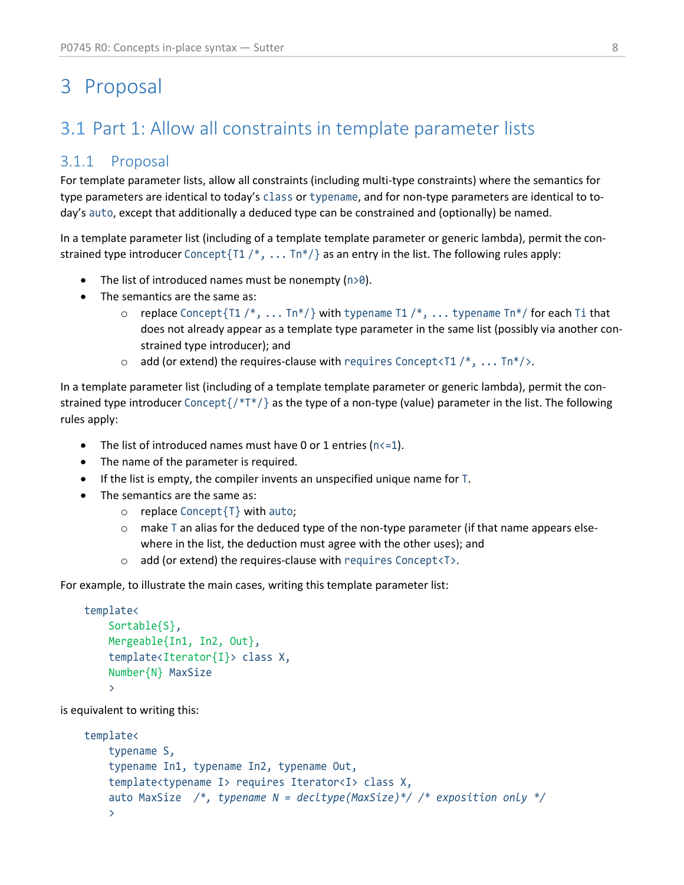# 3 Proposal

## 3.1 Part 1: Allow all constraints in template parameter lists

### 3.1.1 Proposal

For template parameter lists, allow all constraints (including multi-type constraints) where the semantics for type parameters are identical to today's `class` or `typename`, and for non-type parameters are identical to today's `auto`, except that additionally a deduced type can be constrained and (optionally) be named.

In a template parameter list (including of a template template parameter or generic lambda), permit the constrained type introducer `Concept{T1 /*, ... Tn*/}` as an entry in the list. The following rules apply:

- The list of introduced names must be nonempty (`n>0`).
- The semantics are the same as:
  - replace `Concept{T1 /*, ... Tn*/}` with `typename T1 /*, ... typename Tn*/` for each `Ti` that does not already appear as a template type parameter in the same list (possibly via another constrained type introducer); and
  - add (or extend) the requires-clause with `requires Concept<T1 /*, ... Tn*/>`.

In a template parameter list (including of a template template parameter or generic lambda), permit the constrained type introducer `Concept{/*T*/}` as the type of a non-type (value) parameter in the list. The following rules apply:

- The list of introduced names must have 0 or 1 entries (`n<=1`).
- The name of the parameter is required.
- If the list is empty, the compiler invents an unspecified unique name for `T`.
- The semantics are the same as:
  - replace `Concept{T}` with `auto`;
  - make `T` an alias for the deduced type of the non-type parameter (if that name appears elsewhere in the list, the deduction must agree with the other uses); and
  - add (or extend) the requires-clause with `requires Concept<T>`.

For example, to illustrate the main cases, writing this template parameter list:

```
template<
    Sortable{S},
    Mergeable{In1, In2, Out},
    template<Iterator{I}> class X,
    Number{N} MaxSize
    >
```

is equivalent to writing this:

```
template<
    typename S,
    typename In1, typename In2, typename Out,
    template<typename I> requires Iterator<I> class X,
    auto MaxSize  /*, typename N = decltype(MaxSize)*/ /* exposition only */
    >
```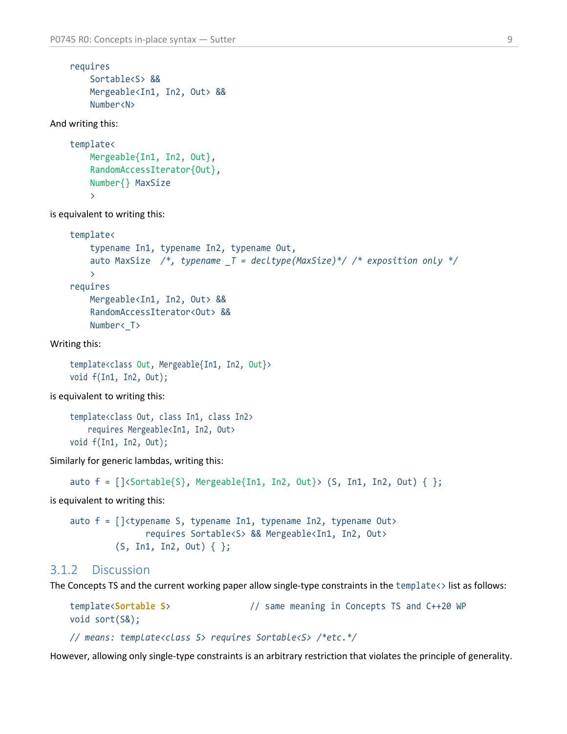```
requires
    Sortable<S> &&
    Mergeable<In1, In2, Out> &&
    Number<N>
```

And writing this:

```
template<
    Mergeable{In1, In2, Out},
    RandomAccessIterator{Out},
    Number{} MaxSize
    >
```

is equivalent to writing this:

```
template<
    typename In1, typename In2, typename Out,
    auto MaxSize  /*, typename _T = decltype(MaxSize)*/ /* exposition only */
    >
requires
    Mergeable<In1, In2, Out> &&
    RandomAccessIterator<Out> &&
    Number<_T>
```

Writing this:

```
template<class Out, Mergeable{In1, In2, Out}>
void f(In1, In2, Out);
```

is equivalent to writing this:

```
template<class Out, class In1, class In2>
   requires Mergeable<In1, In2, Out>
void f(In1, In2, Out);
```

Similarly for generic lambdas, writing this:

```
auto f = []<Sortable{S}, Mergeable{In1, In2, Out}> (S, In1, In2, Out) { };
```

is equivalent to writing this:

```
auto f = []<typename S, typename In1, typename In2, typename Out>
             requires Sortable<S> && Mergeable<In1, In2, Out>
        (S, In1, In2, Out) { };
```

### 3.1.2 Discussion

The Concepts TS and the current working paper allow single-type constraints in the `template<>` list as follows:

```
template<Sortable S>                // same meaning in Concepts TS and C++20 WP
void sort(S&);

// means: template<class S> requires Sortable<S> /*etc.*/
```

However, allowing only single-type constraints is an arbitrary restriction that violates the principle of generality.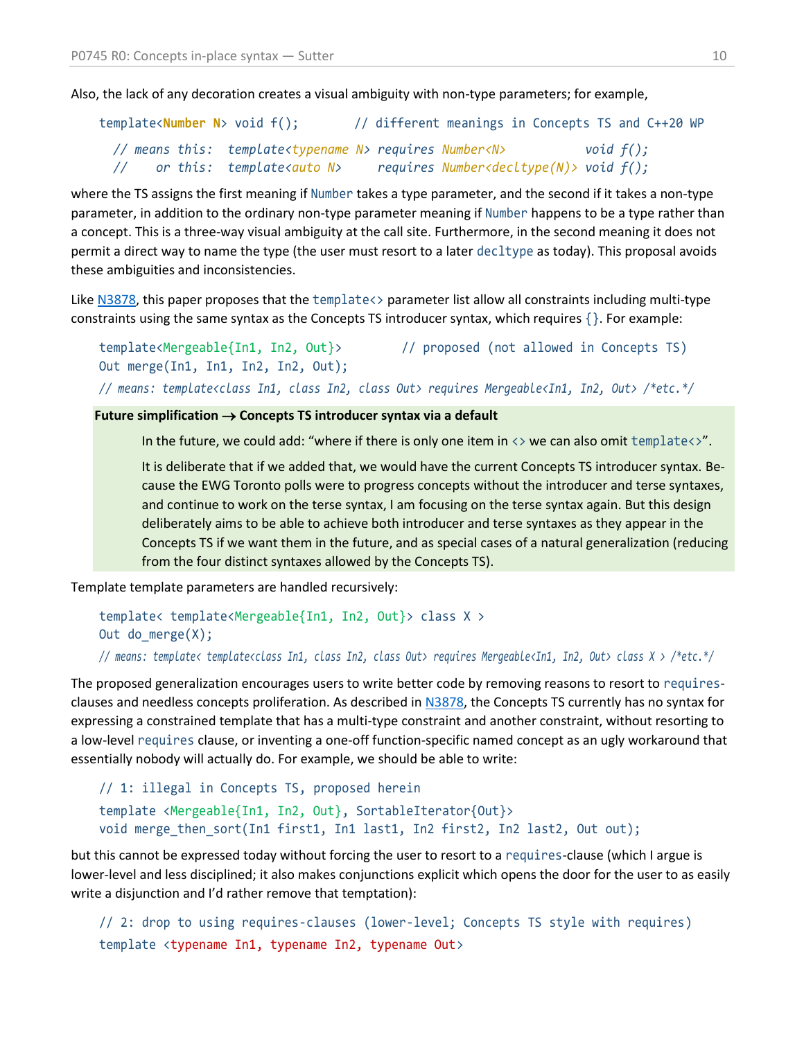Also, the lack of any decoration creates a visual ambiguity with non-type parameters; for example,

```
template<Number N> void f();        // different meanings in Concepts TS and C++20 WP
  // means this:  template<typename N> requires Number<N>          void f();
  //    or this:  template<auto N>     requires Number<decltype(N)> void f();
```

where the TS assigns the first meaning if `Number` takes a type parameter, and the second if it takes a non-type parameter, in addition to the ordinary non-type parameter meaning if `Number` happens to be a type rather than a concept. This is a three-way visual ambiguity at the call site. Furthermore, in the second meaning it does not permit a direct way to name the type (the user must resort to a later `decltype` as today). This proposal avoids these ambiguities and inconsistencies.

Like [N3878](), this paper proposes that the `template<>` parameter list allow all constraints including multi-type constraints using the same syntax as the Concepts TS introducer syntax, which requires `{}`. For example:

```
template<Mergeable{In1, In2, Out}>        // proposed (not allowed in Concepts TS)
Out merge(In1, In1, In2, In2, Out);
// means: template<class In1, class In2, class Out> requires Mergeable<In1, In2, Out> /*etc.*/
```

> **Future simplification → Concepts TS introducer syntax via a default**
>
> In the future, we could add: "where if there is only one item in `<>` we can also omit `template<>`".
>
> It is deliberate that if we added that, we would have the current Concepts TS introducer syntax. Because the EWG Toronto polls were to progress concepts without the introducer and terse syntaxes, and continue to work on the terse syntax, I am focusing on the terse syntax again. But this design deliberately aims to be able to achieve both introducer and terse syntaxes as they appear in the Concepts TS if we want them in the future, and as special cases of a natural generalization (reducing from the four distinct syntaxes allowed by the Concepts TS).

Template template parameters are handled recursively:

```
template< template<Mergeable{In1, In2, Out}> class X >
Out do_merge(X);
// means: template< template<class In1, class In2, class Out> requires Mergeable<In1, In2, Out> class X > /*etc.*/
```

The proposed generalization encourages users to write better code by removing reasons to resort to `requires`-clauses and needless concepts proliferation. As described in [N3878](), the Concepts TS currently has no syntax for expressing a constrained template that has a multi-type constraint and another constraint, without resorting to a low-level `requires` clause, or inventing a one-off function-specific named concept as an ugly workaround that essentially nobody will actually do. For example, we should be able to write:

```
// 1: illegal in Concepts TS, proposed herein
template <Mergeable{In1, In2, Out}, SortableIterator{Out}>
void merge_then_sort(In1 first1, In1 last1, In2 first2, In2 last2, Out out);
```

but this cannot be expressed today without forcing the user to resort to a `requires`-clause (which I argue is lower-level and less disciplined; it also makes conjunctions explicit which opens the door for the user to as easily write a disjunction and I'd rather remove that temptation):

```
// 2: drop to using requires-clauses (lower-level; Concepts TS style with requires)
template <typename In1, typename In2, typename Out>
```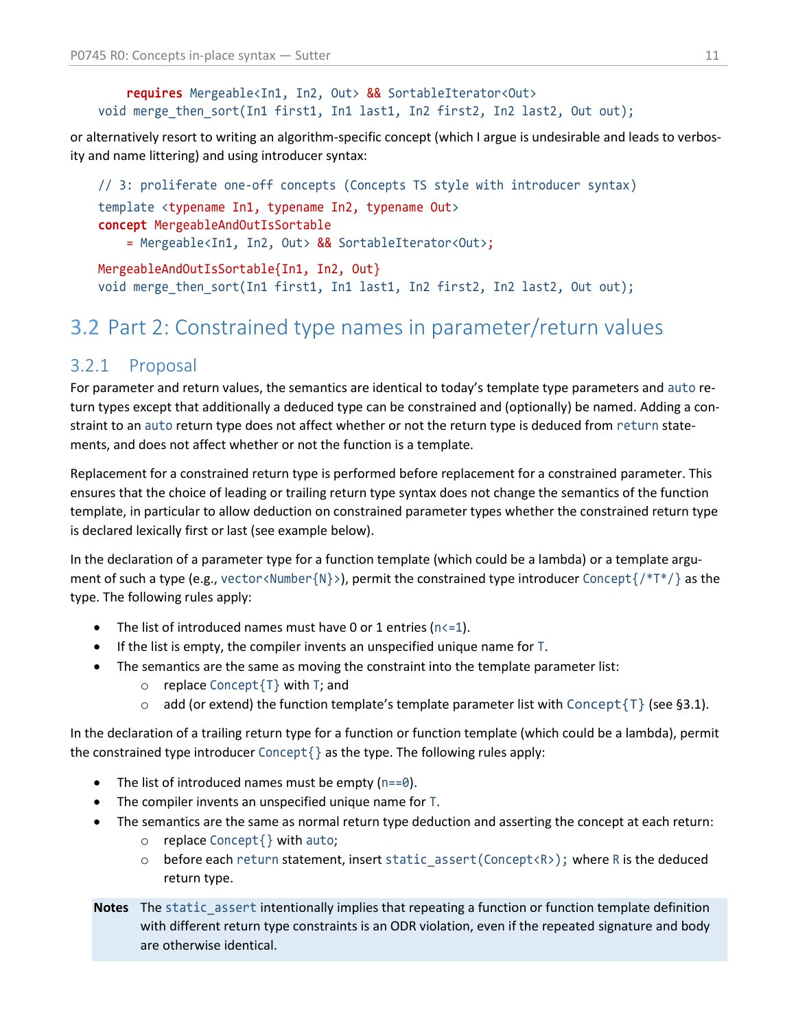```
    requires Mergeable<In1, In2, Out> && SortableIterator<Out>
void merge_then_sort(In1 first1, In1 last1, In2 first2, In2 last2, Out out);
```

or alternatively resort to writing an algorithm-specific concept (which I argue is undesirable and leads to verbosity and name littering) and using introducer syntax:

```
// 3: proliferate one-off concepts (Concepts TS style with introducer syntax)
template <typename In1, typename In2, typename Out>
concept MergeableAndOutIsSortable
    = Mergeable<In1, In2, Out> && SortableIterator<Out>;

MergeableAndOutIsSortable{In1, In2, Out}
void merge_then_sort(In1 first1, In1 last1, In2 first2, In2 last2, Out out);
```

## 3.2 Part 2: Constrained type names in parameter/return values

### 3.2.1 Proposal

For parameter and return values, the semantics are identical to today's template type parameters and `auto` return types except that additionally a deduced type can be constrained and (optionally) be named. Adding a constraint to an `auto` return type does not affect whether or not the return type is deduced from `return` statements, and does not affect whether or not the function is a template.

Replacement for a constrained return type is performed before replacement for a constrained parameter. This ensures that the choice of leading or trailing return type syntax does not change the semantics of the function template, in particular to allow deduction on constrained parameter types whether the constrained return type is declared lexically first or last (see example below).

In the declaration of a parameter type for a function template (which could be a lambda) or a template argument of such a type (e.g., `vector<Number{N}>`), permit the constrained type introducer `Concept{/*T*/}` as the type. The following rules apply:

- The list of introduced names must have 0 or 1 entries (`n<=1`).
- If the list is empty, the compiler invents an unspecified unique name for `T`.
- The semantics are the same as moving the constraint into the template parameter list:
  - replace `Concept{T}` with `T`; and
  - add (or extend) the function template's template parameter list with `Concept{T}` (see §3.1).

In the declaration of a trailing return type for a function or function template (which could be a lambda), permit the constrained type introducer `Concept{}` as the type. The following rules apply:

- The list of introduced names must be empty (`n==0`).
- The compiler invents an unspecified unique name for `T`.
- The semantics are the same as normal return type deduction and asserting the concept at each return:
  - replace `Concept{}` with `auto`;
  - before each `return` statement, insert `static_assert(Concept<R>);` where `R` is the deduced return type.

**Notes** The `static_assert` intentionally implies that repeating a function or function template definition with different return type constraints is an ODR violation, even if the repeated signature and body are otherwise identical.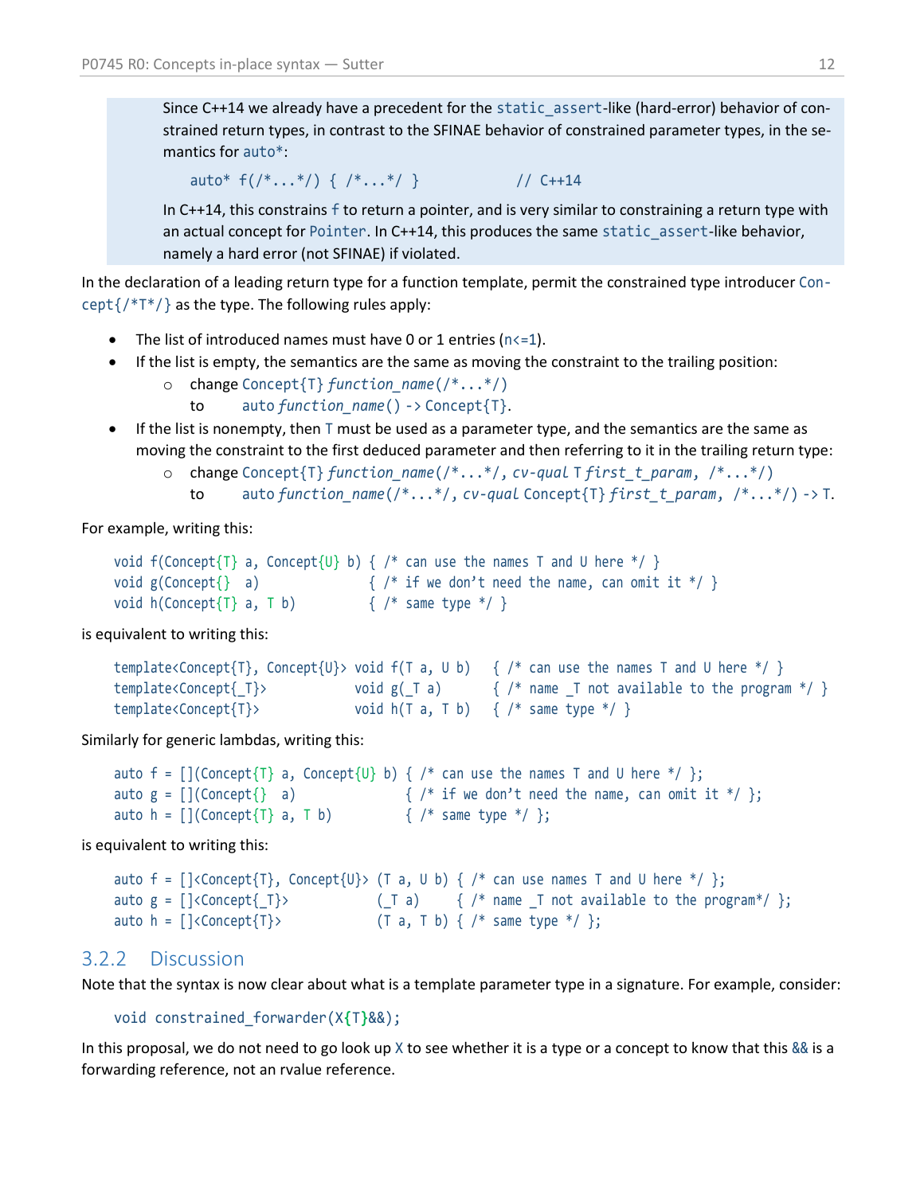> Since C++14 we already have a precedent for the `static_assert`-like (hard-error) behavior of constrained return types, in contrast to the SFINAE behavior of constrained parameter types, in the semantics for `auto*`:
>
> ```
> auto* f(/*...*/) { /*...*/ }            // C++14
> ```
>
> In C++14, this constrains `f` to return a pointer, and is very similar to constraining a return type with an actual concept for `Pointer`. In C++14, this produces the same `static_assert`-like behavior, namely a hard error (not SFINAE) if violated.

In the declaration of a leading return type for a function template, permit the constrained type introducer `Concept{/*T*/}` as the type. The following rules apply:

- The list of introduced names must have 0 or 1 entries (`n<=1`).
- If the list is empty, the semantics are the same as moving the constraint to the trailing position:
  - change `Concept{T}` *`function_name(/*...*/)`*
    to `auto` *`function_name`*`() -> Concept{T}`.
- If the list is nonempty, then `T` must be used as a parameter type, and the semantics are the same as moving the constraint to the first deduced parameter and then referring to it in the trailing return type:
  - change `Concept{T}` *`function_name(/*...*/, cv-qual`* `T` *`first_t_param, /*...*/)`*
    to `auto` *`function_name(/*...*/, cv-qual`* `Concept{T}` *`first_t_param, /*...*/)`* `-> T`.

For example, writing this:

```
void f(Concept{T} a, Concept{U} b) { /* can use the names T and U here */ }
void g(Concept{}  a)               { /* if we don't need the name, can omit it */ }
void h(Concept{T} a, T b)          { /* same type */ }
```

is equivalent to writing this:

```
template<Concept{T}, Concept{U}> void f(T a, U b)   { /* can use the names T and U here */ }
template<Concept{_T}>            void g(_T a)       { /* name _T not available to the program */ }
template<Concept{T}>             void h(T a, T b)   { /* same type */ }
```

Similarly for generic lambdas, writing this:

```
auto f = [](Concept{T} a, Concept{U} b) { /* can use the names T and U here */ };
auto g = [](Concept{}  a)               { /* if we don't need the name, can omit it */ };
auto h = [](Concept{T} a, T b)          { /* same type */ };
```

is equivalent to writing this:

```
auto f = []<Concept{T}, Concept{U}> (T a, U b) { /* can use names T and U here */ };
auto g = []<Concept{_T}>            (_T a)     { /* name _T not available to the program*/ };
auto h = []<Concept{T}>             (T a, T b) { /* same type */ };
```

### 3.2.2 Discussion

Note that the syntax is now clear about what is a template parameter type in a signature. For example, consider:

```
void constrained_forwarder(X{T}&&);
```

In this proposal, we do not need to go look up `X` to see whether it is a type or a concept to know that this `&&` is a forwarding reference, not an rvalue reference.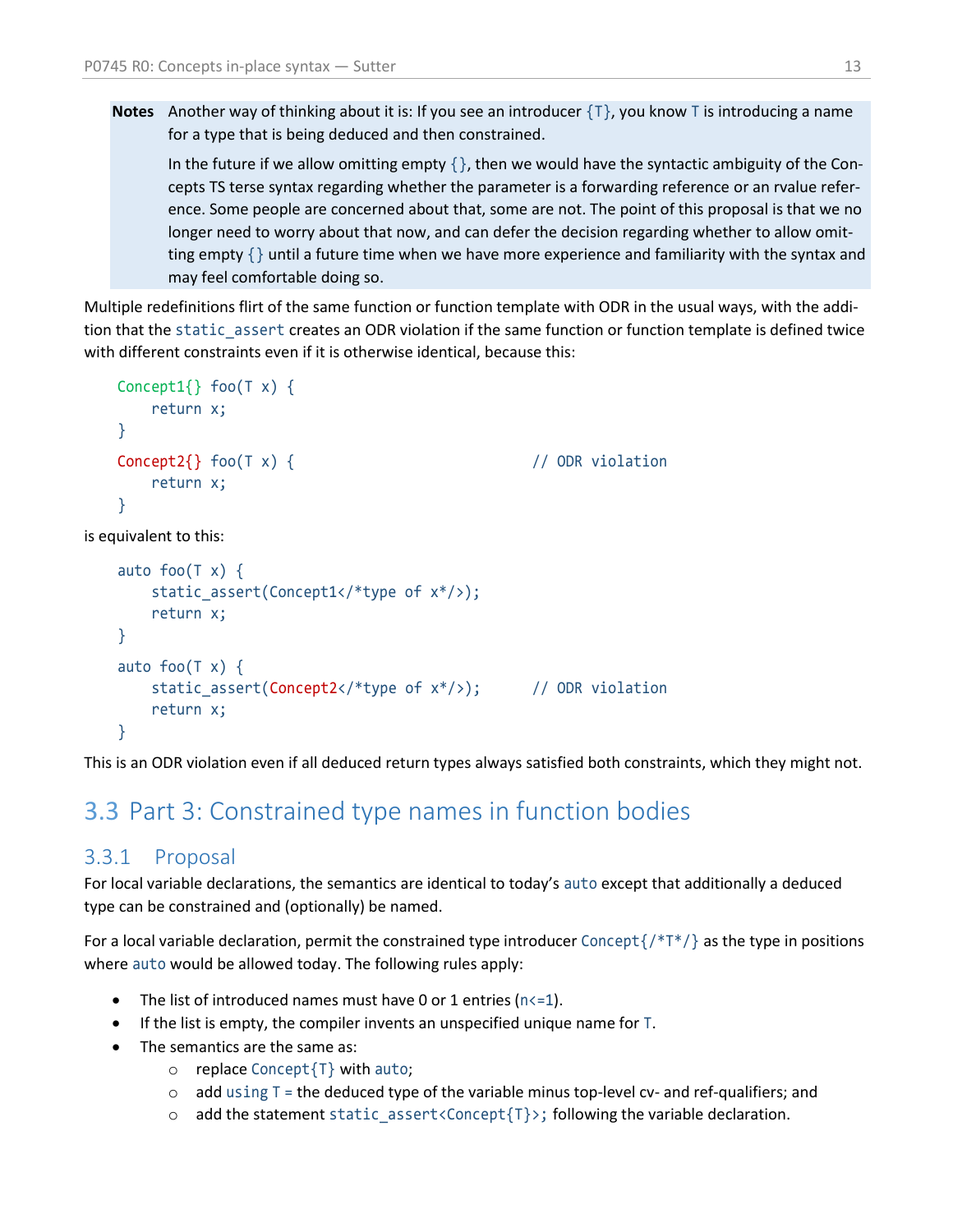**Notes** Another way of thinking about it is: If you see an introducer `{T}`, you know `T` is introducing a name for a type that is being deduced and then constrained.

In the future if we allow omitting empty `{}`, then we would have the syntactic ambiguity of the Concepts TS terse syntax regarding whether the parameter is a forwarding reference or an rvalue reference. Some people are concerned about that, some are not. The point of this proposal is that we no longer need to worry about that now, and can defer the decision regarding whether to allow omitting empty `{}` until a future time when we have more experience and familiarity with the syntax and may feel comfortable doing so.

Multiple redefinitions flirt of the same function or function template with ODR in the usual ways, with the addition that the `static_assert` creates an ODR violation if the same function or function template is defined twice with different constraints even if it is otherwise identical, because this:

```
Concept1{} foo(T x) {
    return x;
}
Concept2{} foo(T x) {                          // ODR violation
    return x;
}
```

is equivalent to this:

```
auto foo(T x) {
    static_assert(Concept1</*type of x*/>);
    return x;
}
auto foo(T x) {
    static_assert(Concept2</*type of x*/>);      // ODR violation
    return x;
}
```

This is an ODR violation even if all deduced return types always satisfied both constraints, which they might not.

## 3.3 Part 3: Constrained type names in function bodies

### 3.3.1 Proposal

For local variable declarations, the semantics are identical to today's `auto` except that additionally a deduced type can be constrained and (optionally) be named.

For a local variable declaration, permit the constrained type introducer `Concept{/*T*/}` as the type in positions where `auto` would be allowed today. The following rules apply:

- The list of introduced names must have 0 or 1 entries (`n<=1`).
- If the list is empty, the compiler invents an unspecified unique name for `T`.
- The semantics are the same as:
  - replace `Concept{T}` with `auto`;
  - add `using T =` the deduced type of the variable minus top-level cv- and ref-qualifiers; and
  - add the statement `static_assert<Concept{T}>;` following the variable declaration.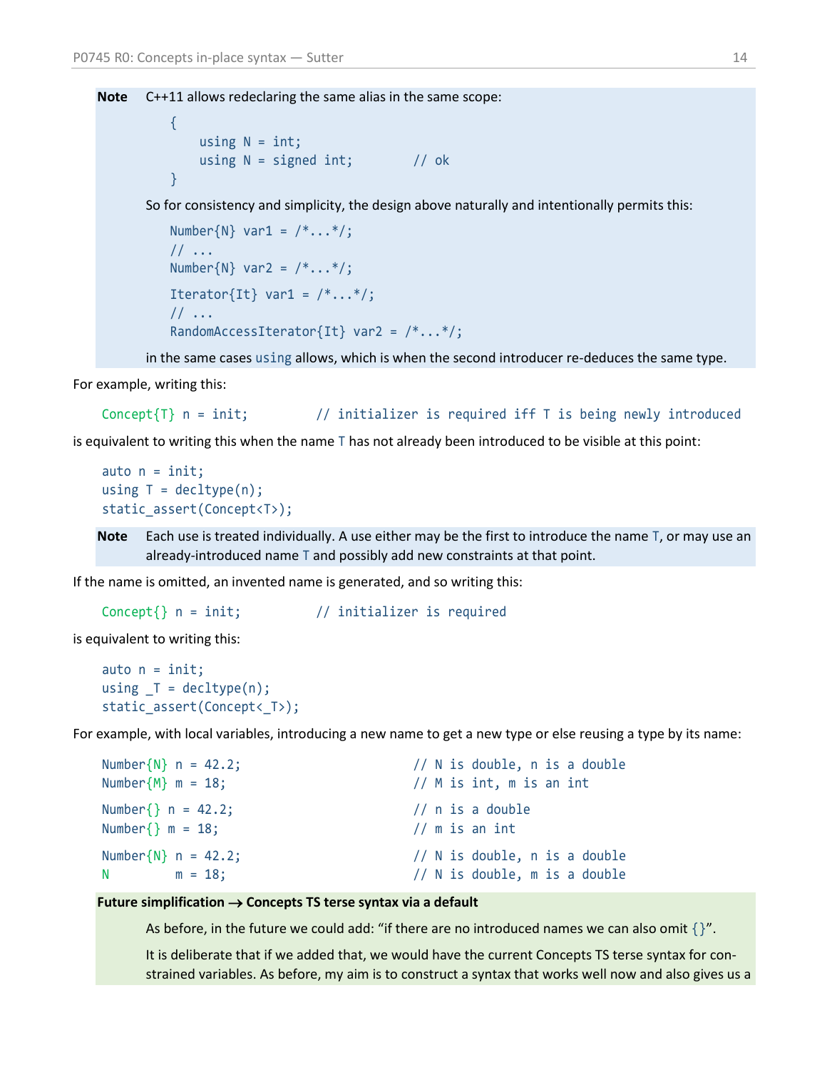**Note** C++11 allows redeclaring the same alias in the same scope:

```
{
    using N = int;
    using N = signed int;        // ok
}
```

So for consistency and simplicity, the design above naturally and intentionally permits this:

```
Number{N} var1 = /*...*/;
// ...
Number{N} var2 = /*...*/;

Iterator{It} var1 = /*...*/;
// ...
RandomAccessIterator{It} var2 = /*...*/;
```

in the same cases `using` allows, which is when the second introducer re-deduces the same type.

For example, writing this:

```
Concept{T} n = init;         // initializer is required iff T is being newly introduced
```

is equivalent to writing this when the name `T` has not already been introduced to be visible at this point:

```
auto n = init;
using T = decltype(n);
static_assert(Concept<T>);
```

**Note** Each use is treated individually. A use either may be the first to introduce the name `T`, or may use an already-introduced name `T` and possibly add new constraints at that point.

If the name is omitted, an invented name is generated, and so writing this:

```
Concept{} n = init;          // initializer is required
```

is equivalent to writing this:

```
auto n = init;
using _T = decltype(n);
static_assert(Concept<_T>);
```

For example, with local variables, introducing a new name to get a new type or else reusing a type by its name:

```
Number{N} n = 42.2;                     // N is double, n is a double
Number{M} m = 18;                       // M is int, m is an int

Number{} n = 42.2;                      // n is a double
Number{} m = 18;                        // m is an int

Number{N} n = 42.2;                     // N is double, n is a double
N         m = 18;                       // N is double, m is a double
```

**Future simplification → Concepts TS terse syntax via a default**

As before, in the future we could add: "if there are no introduced names we can also omit `{}`".

It is deliberate that if we added that, we would have the current Concepts TS terse syntax for constrained variables. As before, my aim is to construct a syntax that works well now and also gives us a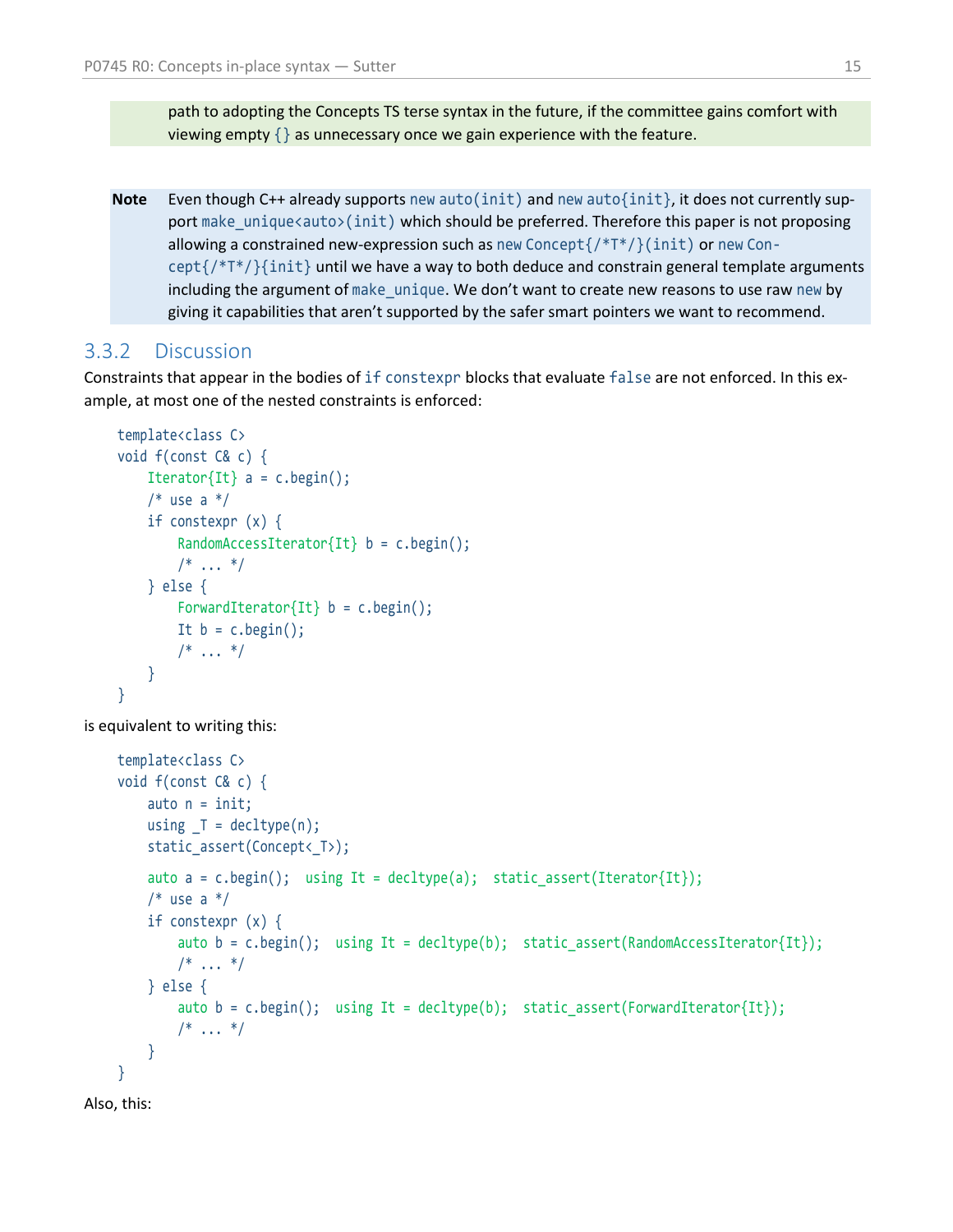path to adopting the Concepts TS terse syntax in the future, if the committee gains comfort with viewing empty `{}` as unnecessary once we gain experience with the feature.

**Note** Even though C++ already supports `new auto(init)` and `new auto{init}`, it does not currently support `make_unique<auto>(init)` which should be preferred. Therefore this paper is not proposing allowing a constrained new-expression such as `new Concept{/*T*/}(init)` or `new Concept{/*T*/}{init}` until we have a way to both deduce and constrain general template arguments including the argument of `make_unique`. We don't want to create new reasons to use raw `new` by giving it capabilities that aren't supported by the safer smart pointers we want to recommend.

### 3.3.2 Discussion

Constraints that appear in the bodies of `if constexpr` blocks that evaluate `false` are not enforced. In this example, at most one of the nested constraints is enforced:

```
template<class C>
void f(const C& c) {
    Iterator{It} a = c.begin();
    /* use a */
    if constexpr (x) {
        RandomAccessIterator{It} b = c.begin();
        /* ... */
    } else {
        ForwardIterator{It} b = c.begin();
        It b = c.begin();
        /* ... */
    }
}
```

is equivalent to writing this:

```
template<class C>
void f(const C& c) {
    auto n = init;
    using _T = decltype(n);
    static_assert(Concept<_T>);

    auto a = c.begin();  using It = decltype(a);  static_assert(Iterator{It});
    /* use a */
    if constexpr (x) {
        auto b = c.begin();  using It = decltype(b);  static_assert(RandomAccessIterator{It});
        /* ... */
    } else {
        auto b = c.begin();  using It = decltype(b);  static_assert(ForwardIterator{It});
        /* ... */
    }
}
```

Also, this: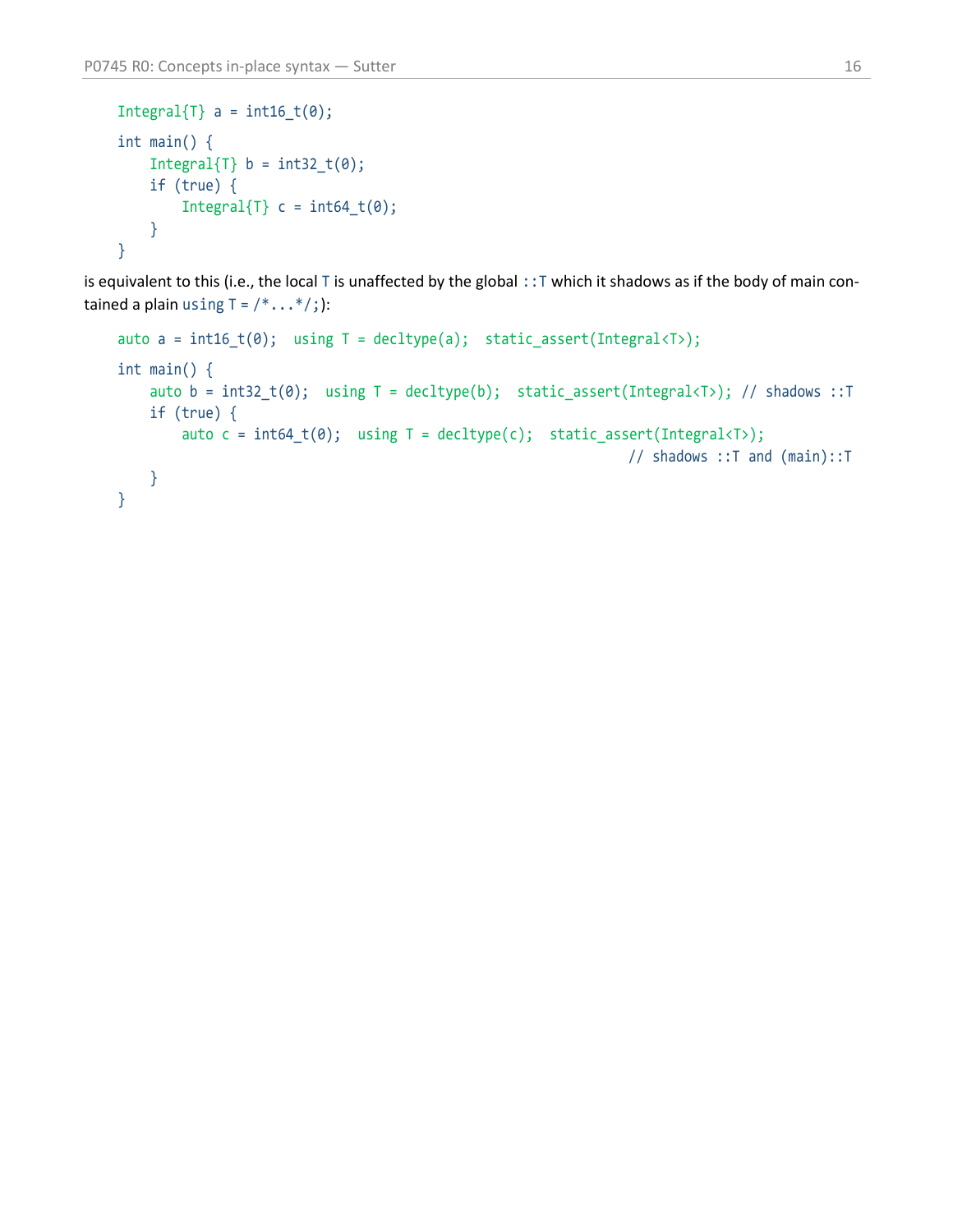```
Integral{T} a = int16_t(0);

int main() {
    Integral{T} b = int32_t(0);
    if (true) {
        Integral{T} c = int64_t(0);
    }
}
```

is equivalent to this (i.e., the local T is unaffected by the global ::T which it shadows as if the body of main contained a plain using T = /*...*/;):

```
auto a = int16_t(0);  using T = decltype(a);  static_assert(Integral<T>);

int main() {
    auto b = int32_t(0);  using T = decltype(b);  static_assert(Integral<T>); // shadows ::T
    if (true) {
        auto c = int64_t(0);  using T = decltype(c);  static_assert(Integral<T>);
                                                        // shadows ::T and (main)::T
    }
}
```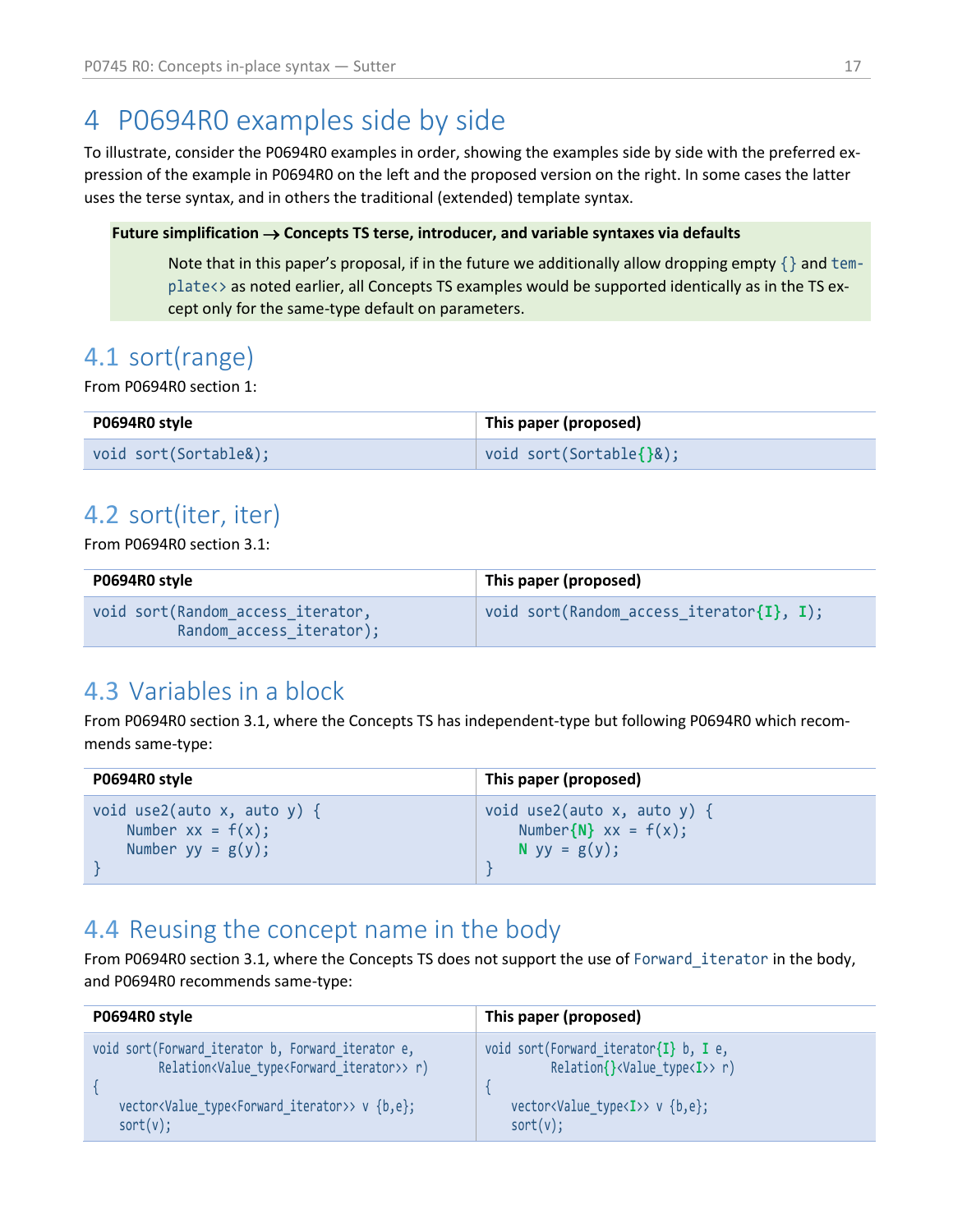# 4 P0694R0 examples side by side

To illustrate, consider the P0694R0 examples in order, showing the examples side by side with the preferred expression of the example in P0694R0 on the left and the proposed version on the right. In some cases the latter uses the terse syntax, and in others the traditional (extended) template syntax.

> **Future simplification → Concepts TS terse, introducer, and variable syntaxes via defaults**
>
> Note that in this paper's proposal, if in the future we additionally allow dropping empty `{}` and `template<>` as noted earlier, all Concepts TS examples would be supported identically as in the TS except only for the same-type default on parameters.

## 4.1 sort(range)

From P0694R0 section 1:

| P0694R0 style | This paper (proposed) |
|---|---|
| `void sort(Sortable&);` | `void sort(Sortable{}&);` |

## 4.2 sort(iter, iter)

From P0694R0 section 3.1:

| P0694R0 style | This paper (proposed) |
|---|---|
| `void sort(Random_access_iterator, Random_access_iterator);` | `void sort(Random_access_iterator{I}, I);` |

## 4.3 Variables in a block

From P0694R0 section 3.1, where the Concepts TS has independent-type but following P0694R0 which recommends same-type:

**P0694R0 style**

```
void use2(auto x, auto y) {
    Number xx = f(x);
    Number yy = g(y);
}
```

**This paper (proposed)**

```
void use2(auto x, auto y) {
    Number{N} xx = f(x);
    N yy = g(y);
}
```

## 4.4 Reusing the concept name in the body

From P0694R0 section 3.1, where the Concepts TS does not support the use of `Forward_iterator` in the body, and P0694R0 recommends same-type:

**P0694R0 style**

```
void sort(Forward_iterator b, Forward_iterator e,
        Relation<Value_type<Forward_iterator>> r)
{
    vector<Value_type<Forward_iterator>> v {b,e};
    sort(v);
```

**This paper (proposed)**

```
void sort(Forward_iterator{I} b, I e,
        Relation{}<Value_type<I>> r)
{
    vector<Value_type<I>> v {b,e};
    sort(v);
```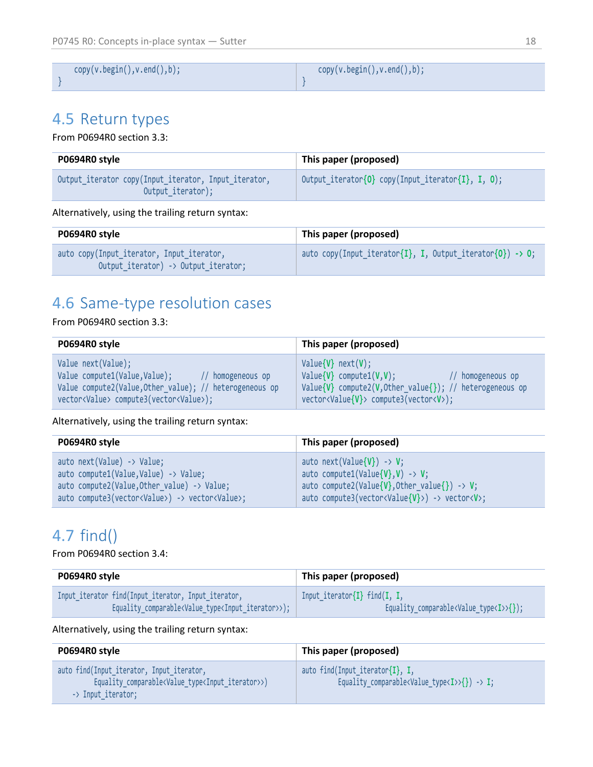| | |
|---|---|
| `copy(v.begin(),v.end(),b);`<br>`}` | `copy(v.begin(),v.end(),b);`<br>`}` |

## 4.5 Return types

From P0694R0 section 3.3:

| P0694R0 style | This paper (proposed) |
|---|---|
| `Output_iterator copy(Input_iterator, Input_iterator,`<br>`Output_iterator);` | `Output_iterator{O} copy(Input_iterator{I}, I, O);` |

Alternatively, using the trailing return syntax:

| P0694R0 style | This paper (proposed) |
|---|---|
| `auto copy(Input_iterator, Input_iterator,`<br>`Output_iterator) -> Output_iterator;` | `auto copy(Input_iterator{I}, I, Output_iterator{O}) -> O;` |

## 4.6 Same-type resolution cases

From P0694R0 section 3.3:

| P0694R0 style | This paper (proposed) |
|---|---|
| `Value next(Value);`<br>`Value compute1(Value,Value);       // homogeneous op`<br>`Value compute2(Value,Other_value); // heterogeneous op`<br>`vector<Value> compute3(vector<Value>);` | `Value{V} next(V);`<br>`Value{V} compute1(V,V);             // homogeneous op`<br>`Value{V} compute2(V,Other_value{}); // heterogeneous op`<br>`vector<Value{V}> compute3(vector<V>);` |

Alternatively, using the trailing return syntax:

| P0694R0 style | This paper (proposed) |
|---|---|
| `auto next(Value) -> Value;`<br>`auto compute1(Value,Value) -> Value;`<br>`auto compute2(Value,Other_value) -> Value;`<br>`auto compute3(vector<Value>) -> vector<Value>;` | `auto next(Value{V}) -> V;`<br>`auto compute1(Value{V},V) -> V;`<br>`auto compute2(Value{V},Other_value{}) -> V;`<br>`auto compute3(vector<Value{V}>) -> vector<V>;` |

## 4.7 find()

From P0694R0 section 3.4:

| P0694R0 style | This paper (proposed) |
|---|---|
| `Input_iterator find(Input_iterator, Input_iterator,`<br>`Equality_comparable<Value_type<Input_iterator>>);` | `Input_iterator{I} find(I, I,`<br>`Equality_comparable<Value_type<I>>{});` |

Alternatively, using the trailing return syntax:

| P0694R0 style | This paper (proposed) |
|---|---|
| `auto find(Input_iterator, Input_iterator,`<br>`Equality_comparable<Value_type<Input_iterator>>)`<br>`-> Input_iterator;` | `auto find(Input_iterator{I}, I,`<br>`Equality_comparable<Value_type<I>>{}) -> I;` |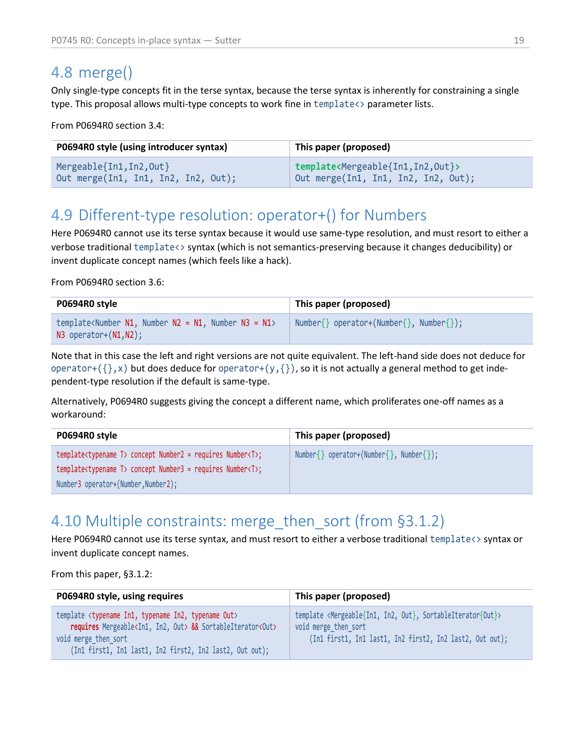## 4.8 merge()

Only single-type concepts fit in the terse syntax, because the terse syntax is inherently for constraining a single type. This proposal allows multi-type concepts to work fine in `template<>` parameter lists.

From P0694R0 section 3.4:

| P0694R0 style (using introducer syntax) | This paper (proposed) |
|---|---|
| `Mergeable{In1,In2,Out}`<br>`Out merge(In1, In1, In2, In2, Out);` | `template<Mergeable{In1,In2,Out}>`<br>`Out merge(In1, In1, In2, In2, Out);` |

## 4.9 Different-type resolution: operator+() for Numbers

Here P0694R0 cannot use its terse syntax because it would use same-type resolution, and must resort to either a verbose traditional `template<>` syntax (which is not semantics-preserving because it changes deducibility) or invent duplicate concept names (which feels like a hack).

From P0694R0 section 3.6:

| P0694R0 style | This paper (proposed) |
|---|---|
| `template<Number N1, Number N2 = N1, Number N3 = N1>`<br>`N3 operator+(N1,N2);` | `Number{} operator+(Number{}, Number{});` |

Note that in this case the left and right versions are not quite equivalent. The left-hand side does not deduce for `operator+({},x)` but does deduce for `operator+(y,{})`, so it is not actually a general method to get independent-type resolution if the default is same-type.

Alternatively, P0694R0 suggests giving the concept a different name, which proliferates one-off names as a workaround:

| P0694R0 style | This paper (proposed) |
|---|---|
| `template<typename T> concept Number2 = requires Number<T>;`<br>`template<typename T> concept Number3 = requires Number<T>;`<br>`Number3 operator+(Number,Number2);` | `Number{} operator+(Number{}, Number{});` |

## 4.10 Multiple constraints: merge_then_sort (from §3.1.2)

Here P0694R0 cannot use its terse syntax, and must resort to either a verbose traditional `template<>` syntax or invent duplicate concept names.

From this paper, §3.1.2:

| P0694R0 style, using requires | This paper (proposed) |
|---|---|
| `template <typename In1, typename In2, typename Out>`<br>`    requires Mergeable<In1, In2, Out> && SortableIterator<Out>`<br>`void merge_then_sort`<br>`    (In1 first1, In1 last1, In2 first2, In2 last2, Out out);` | `template <Mergeable{In1, In2, Out}, SortableIterator{Out}>`<br>`void merge_then_sort`<br>`    (In1 first1, In1 last1, In2 first2, In2 last2, Out out);` |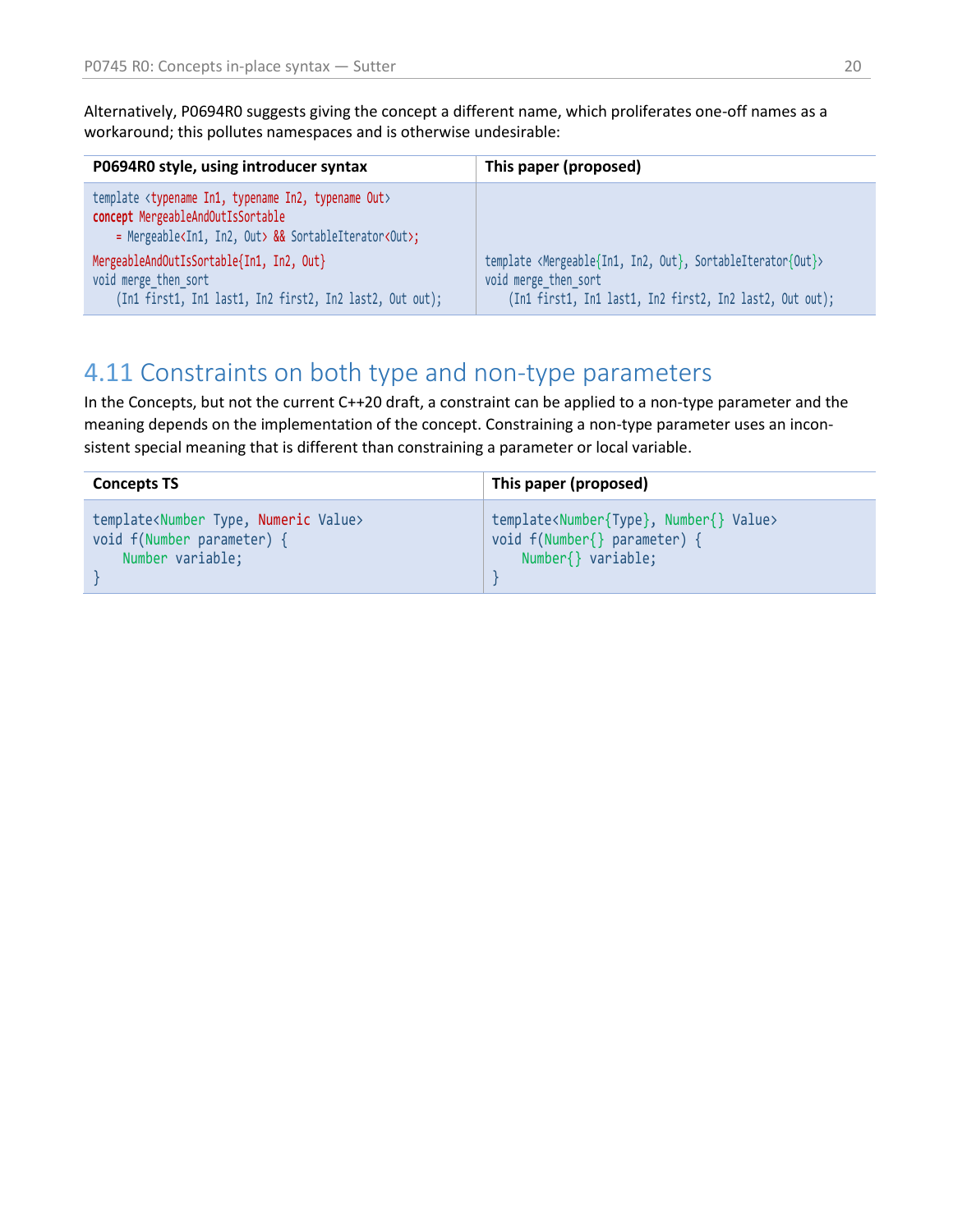Alternatively, P0694R0 suggests giving the concept a different name, which proliferates one-off names as a workaround; this pollutes namespaces and is otherwise undesirable:

| P0694R0 style, using introducer syntax | This paper (proposed) |
|---|---|
| `template <typename In1, typename In2, typename Out>`<br>`concept MergeableAndOutIsSortable`<br>`    = Mergeable<In1, In2, Out> && SortableIterator<Out>;`<br>`MergeableAndOutIsSortable{In1, In2, Out}`<br>`void merge_then_sort`<br>`    (In1 first1, In1 last1, In2 first2, In2 last2, Out out);` | `template <Mergeable{In1, In2, Out}, SortableIterator{Out}>`<br>`void merge_then_sort`<br>`    (In1 first1, In1 last1, In2 first2, In2 last2, Out out);` |

## 4.11 Constraints on both type and non-type parameters

In the Concepts, but not the current C++20 draft, a constraint can be applied to a non-type parameter and the meaning depends on the implementation of the concept. Constraining a non-type parameter uses an inconsistent special meaning that is different than constraining a parameter or local variable.

| Concepts TS | This paper (proposed) |
|---|---|
| `template<Number Type, Numeric Value>`<br>`void f(Number parameter) {`<br>`    Number variable;`<br>`}` | `template<Number{Type}, Number{} Value>`<br>`void f(Number{} parameter) {`<br>`    Number{} variable;`<br>`}` |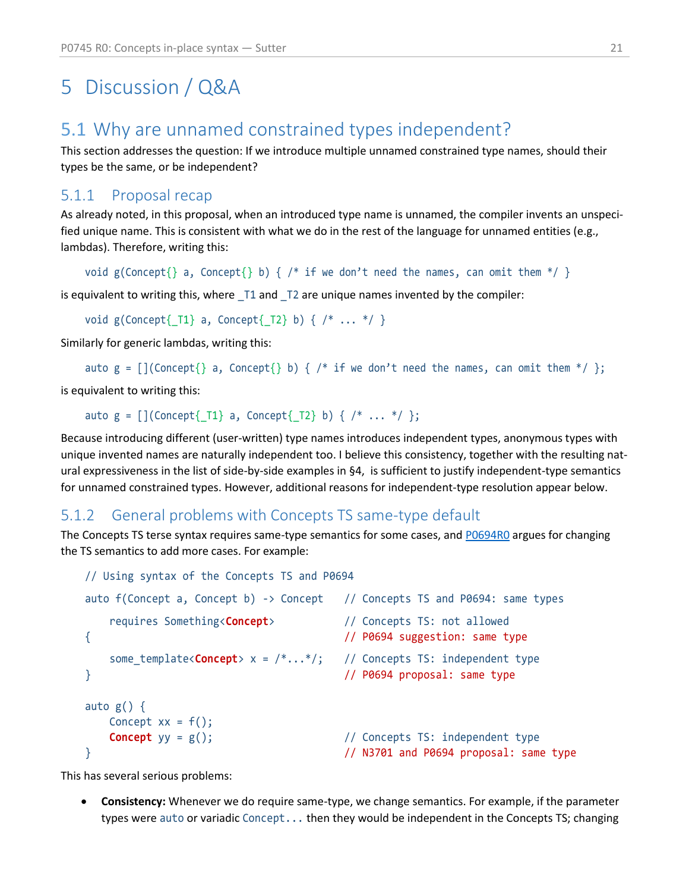# 5 Discussion / Q&A

## 5.1 Why are unnamed constrained types independent?

This section addresses the question: If we introduce multiple unnamed constrained type names, should their types be the same, or be independent?

### 5.1.1 Proposal recap

As already noted, in this proposal, when an introduced type name is unnamed, the compiler invents an unspecified unique name. This is consistent with what we do in the rest of the language for unnamed entities (e.g., lambdas). Therefore, writing this:

```
void g(Concept{} a, Concept{} b) { /* if we don't need the names, can omit them */ }
```

is equivalent to writing this, where `_T1` and `_T2` are unique names invented by the compiler:

```
void g(Concept{_T1} a, Concept{_T2} b) { /* ... */ }
```

Similarly for generic lambdas, writing this:

```
auto g = [](Concept{} a, Concept{} b) { /* if we don't need the names, can omit them */ };
```

is equivalent to writing this:

```
auto g = [](Concept{_T1} a, Concept{_T2} b) { /* ... */ };
```

Because introducing different (user-written) type names introduces independent types, anonymous types with unique invented names are naturally independent too. I believe this consistency, together with the resulting natural expressiveness in the list of side-by-side examples in §4, is sufficient to justify independent-type semantics for unnamed constrained types. However, additional reasons for independent-type resolution appear below.

### 5.1.2 General problems with Concepts TS same-type default

The Concepts TS terse syntax requires same-type semantics for some cases, and P0694R0 argues for changing the TS semantics to add more cases. For example:

```
// Using syntax of the Concepts TS and P0694
auto f(Concept a, Concept b) -> Concept   // Concepts TS and P0694: same types
    requires Something<Concept>           // Concepts TS: not allowed
{                                         // P0694 suggestion: same type
    some_template<Concept> x = /*...*/;   // Concepts TS: independent type
}                                         // P0694 proposal: same type

auto g() {
    Concept xx = f();
    Concept yy = g();                     // Concepts TS: independent type
}                                         // N3701 and P0694 proposal: same type
```

This has several serious problems:

- **Consistency:** Whenever we do require same-type, we change semantics. For example, if the parameter types were `auto` or variadic `Concept...` then they would be independent in the Concepts TS; changing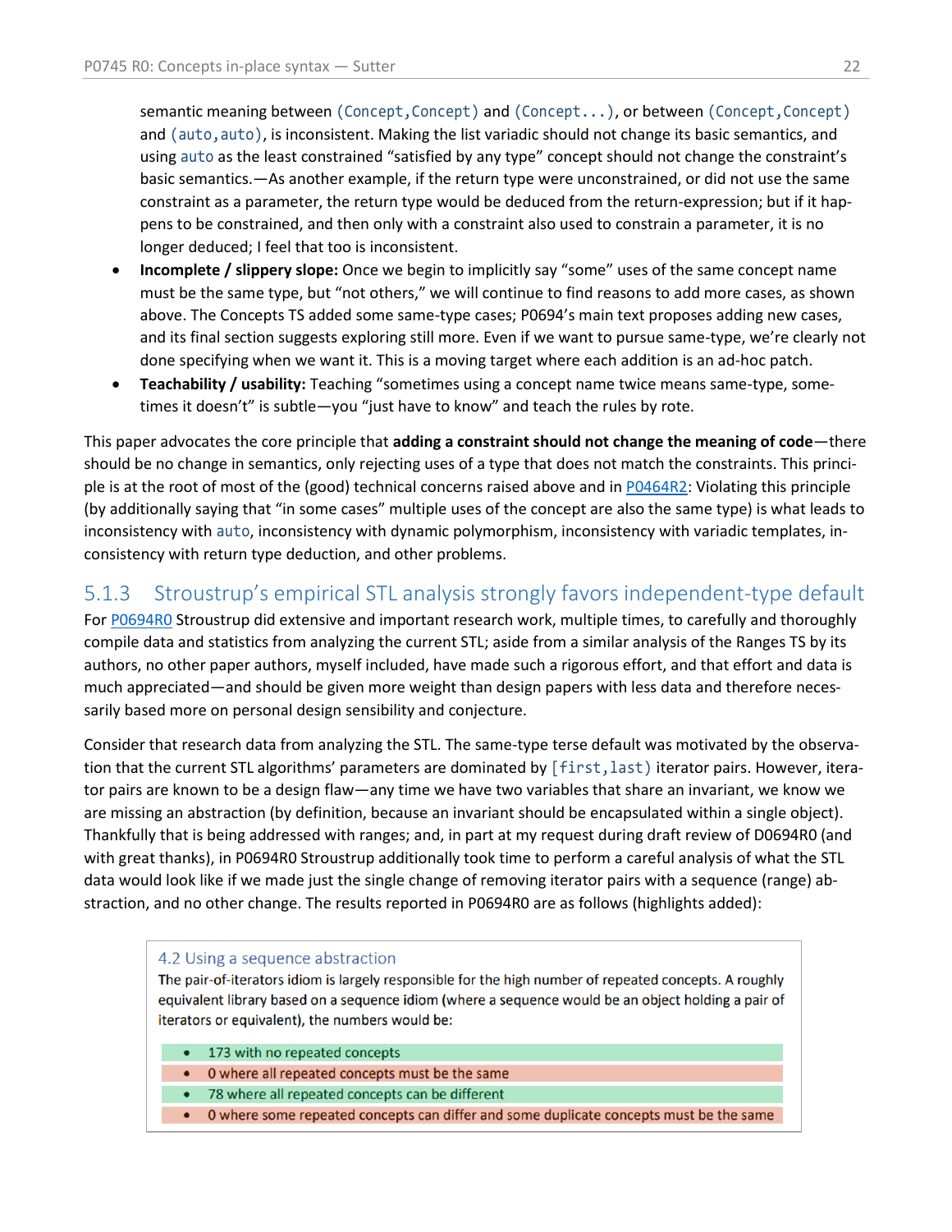semantic meaning between `(Concept,Concept)` and `(Concept...)`, or between `(Concept,Concept)` and `(auto,auto)`, is inconsistent. Making the list variadic should not change its basic semantics, and using `auto` as the least constrained "satisfied by any type" concept should not change the constraint's basic semantics.—As another example, if the return type were unconstrained, or did not use the same constraint as a parameter, the return type would be deduced from the return-expression; but if it happens to be constrained, and then only with a constraint also used to constrain a parameter, it is no longer deduced; I feel that too is inconsistent.

- **Incomplete / slippery slope:** Once we begin to implicitly say "some" uses of the same concept name must be the same type, but "not others," we will continue to find reasons to add more cases, as shown above. The Concepts TS added some same-type cases; P0694's main text proposes adding new cases, and its final section suggests exploring still more. Even if we want to pursue same-type, we're clearly not done specifying when we want it. This is a moving target where each addition is an ad-hoc patch.
- **Teachability / usability:** Teaching "sometimes using a concept name twice means same-type, sometimes it doesn't" is subtle—you "just have to know" and teach the rules by rote.

This paper advocates the core principle that **adding a constraint should not change the meaning of code**—there should be no change in semantics, only rejecting uses of a type that does not match the constraints. This principle is at the root of most of the (good) technical concerns raised above and in P0464R2: Violating this principle (by additionally saying that "in some cases" multiple uses of the concept are also the same type) is what leads to inconsistency with `auto`, inconsistency with dynamic polymorphism, inconsistency with variadic templates, inconsistency with return type deduction, and other problems.

### 5.1.3 Stroustrup's empirical STL analysis strongly favors independent-type default

For P0694R0 Stroustrup did extensive and important research work, multiple times, to carefully and thoroughly compile data and statistics from analyzing the current STL; aside from a similar analysis of the Ranges TS by its authors, no other paper authors, myself included, have made such a rigorous effort, and that effort and data is much appreciated—and should be given more weight than design papers with less data and therefore necessarily based more on personal design sensibility and conjecture.

Consider that research data from analyzing the STL. The same-type terse default was motivated by the observation that the current STL algorithms' parameters are dominated by `[first,last)` iterator pairs. However, iterator pairs are known to be a design flaw—any time we have two variables that share an invariant, we know we are missing an abstraction (by definition, because an invariant should be encapsulated within a single object). Thankfully that is being addressed with ranges; and, in part at my request during draft review of D0694R0 (and with great thanks), in P0694R0 Stroustrup additionally took time to perform a careful analysis of what the STL data would look like if we made just the single change of removing iterator pairs with a sequence (range) abstraction, and no other change. The results reported in P0694R0 are as follows (highlights added):

> **4.2 Using a sequence abstraction**
>
> The pair-of-iterators idiom is largely responsible for the high number of repeated concepts. A roughly equivalent library based on a sequence idiom (where a sequence would be an object holding a pair of iterators or equivalent), the numbers would be:
>
> - 173 with no repeated concepts
> - 0 where all repeated concepts must be the same
> - 78 where all repeated concepts can be different
> - 0 where some repeated concepts can differ and some duplicate concepts must be the same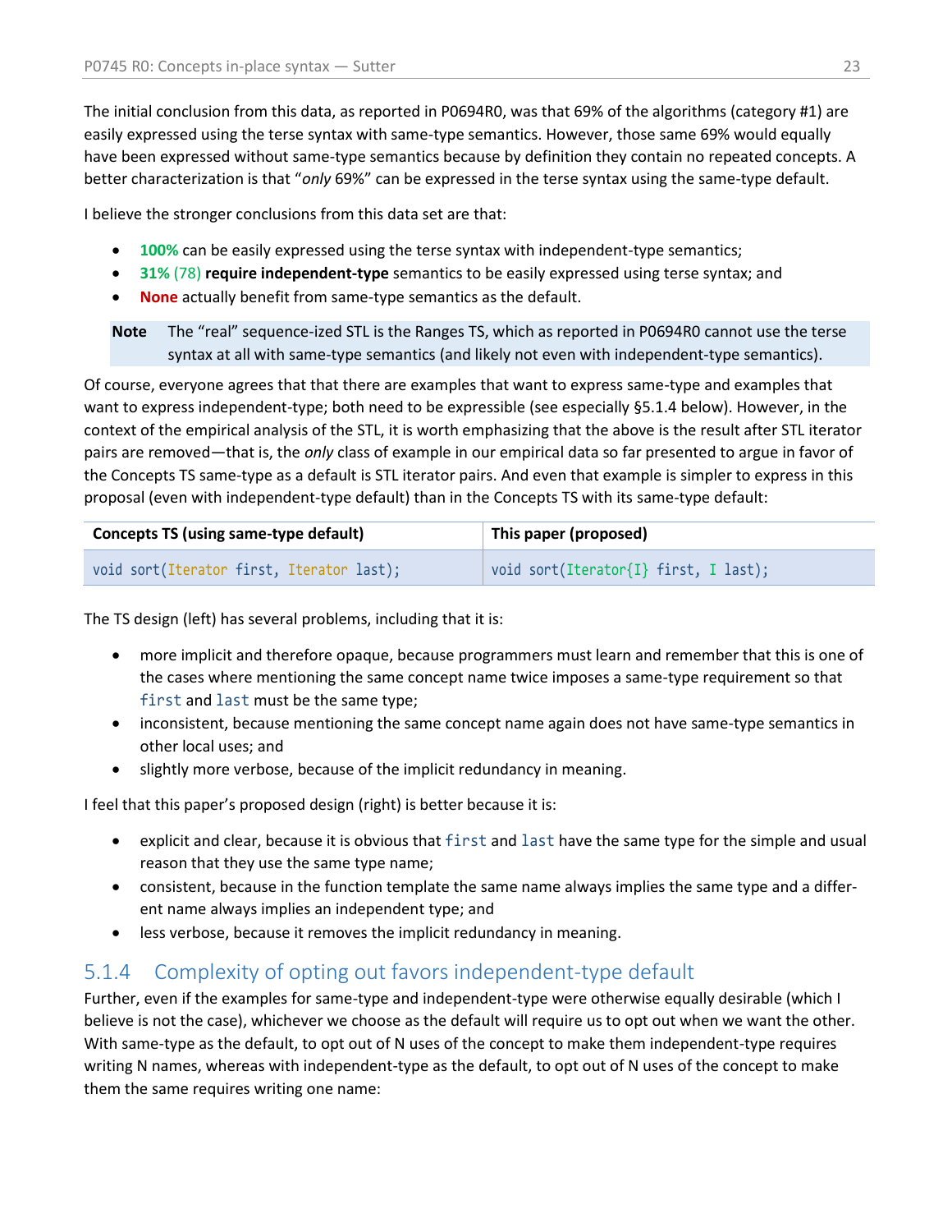The initial conclusion from this data, as reported in P0694R0, was that 69% of the algorithms (category #1) are easily expressed using the terse syntax with same-type semantics. However, those same 69% would equally have been expressed without same-type semantics because by definition they contain no repeated concepts. A better characterization is that "*only* 69%" can be expressed in the terse syntax using the same-type default.

I believe the stronger conclusions from this data set are that:

- **100%** can be easily expressed using the terse syntax with independent-type semantics;
- **31%** (78) **require independent-type** semantics to be easily expressed using terse syntax; and
- **None** actually benefit from same-type semantics as the default.

> **Note** The "real" sequence-ized STL is the Ranges TS, which as reported in P0694R0 cannot use the terse syntax at all with same-type semantics (and likely not even with independent-type semantics).

Of course, everyone agrees that that there are examples that want to express same-type and examples that want to express independent-type; both need to be expressible (see especially §5.1.4 below). However, in the context of the empirical analysis of the STL, it is worth emphasizing that the above is the result after STL iterator pairs are removed—that is, the *only* class of example in our empirical data so far presented to argue in favor of the Concepts TS same-type as a default is STL iterator pairs. And even that example is simpler to express in this proposal (even with independent-type default) than in the Concepts TS with its same-type default:

| Concepts TS (using same-type default) | This paper (proposed) |
|---|---|
| `void sort(Iterator first, Iterator last);` | `void sort(Iterator{I} first, I last);` |

The TS design (left) has several problems, including that it is:

- more implicit and therefore opaque, because programmers must learn and remember that this is one of the cases where mentioning the same concept name twice imposes a same-type requirement so that `first` and `last` must be the same type;
- inconsistent, because mentioning the same concept name again does not have same-type semantics in other local uses; and
- slightly more verbose, because of the implicit redundancy in meaning.

I feel that this paper's proposed design (right) is better because it is:

- explicit and clear, because it is obvious that `first` and `last` have the same type for the simple and usual reason that they use the same type name;
- consistent, because in the function template the same name always implies the same type and a different name always implies an independent type; and
- less verbose, because it removes the implicit redundancy in meaning.

### 5.1.4 Complexity of opting out favors independent-type default

Further, even if the examples for same-type and independent-type were otherwise equally desirable (which I believe is not the case), whichever we choose as the default will require us to opt out when we want the other. With same-type as the default, to opt out of N uses of the concept to make them independent-type requires writing N names, whereas with independent-type as the default, to opt out of N uses of the concept to make them the same requires writing one name: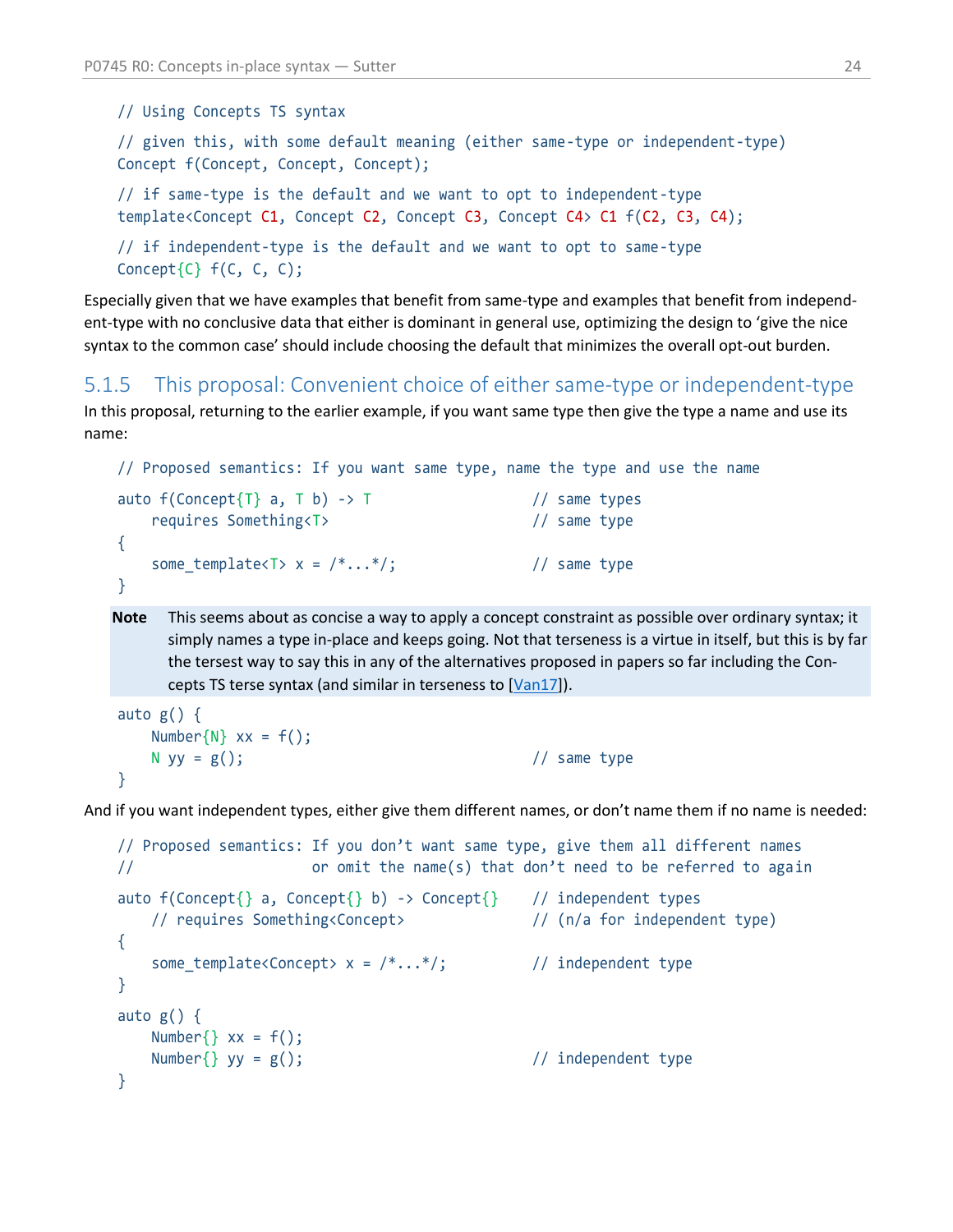```
// Using Concepts TS syntax

// given this, with some default meaning (either same-type or independent-type)
Concept f(Concept, Concept, Concept);

// if same-type is the default and we want to opt to independent-type
template<Concept C1, Concept C2, Concept C3, Concept C4> C1 f(C2, C3, C4);

// if independent-type is the default and we want to opt to same-type
Concept{C} f(C, C, C);
```

Especially given that we have examples that benefit from same-type and examples that benefit from independent-type with no conclusive data that either is dominant in general use, optimizing the design to 'give the nice syntax to the common case' should include choosing the default that minimizes the overall opt-out burden.

### 5.1.5 This proposal: Convenient choice of either same-type or independent-type

In this proposal, returning to the earlier example, if you want same type then give the type a name and use its name:

```
// Proposed semantics: If you want same type, name the type and use the name

auto f(Concept{T} a, T b) -> T                  // same types
    requires Something<T>                       // same type
{
    some_template<T> x = /*...*/;               // same type
}
```

**Note** This seems about as concise a way to apply a concept constraint as possible over ordinary syntax; it simply names a type in-place and keeps going. Not that terseness is a virtue in itself, but this is by far the tersest way to say this in any of the alternatives proposed in papers so far including the Concepts TS terse syntax (and similar in terseness to [Van17]).

```
auto g() {
    Number{N} xx = f();
    N yy = g();                                 // same type
}
```

And if you want independent types, either give them different names, or don't name them if no name is needed:

```
// Proposed semantics: If you don't want same type, give them all different names
//                     or omit the name(s) that don't need to be referred to again

auto f(Concept{} a, Concept{} b) -> Concept{}   // independent types
    // requires Something<Concept>              // (n/a for independent type)
{
    some_template<Concept> x = /*...*/;         // independent type
}

auto g() {
    Number{} xx = f();
    Number{} yy = g();                          // independent type
}
```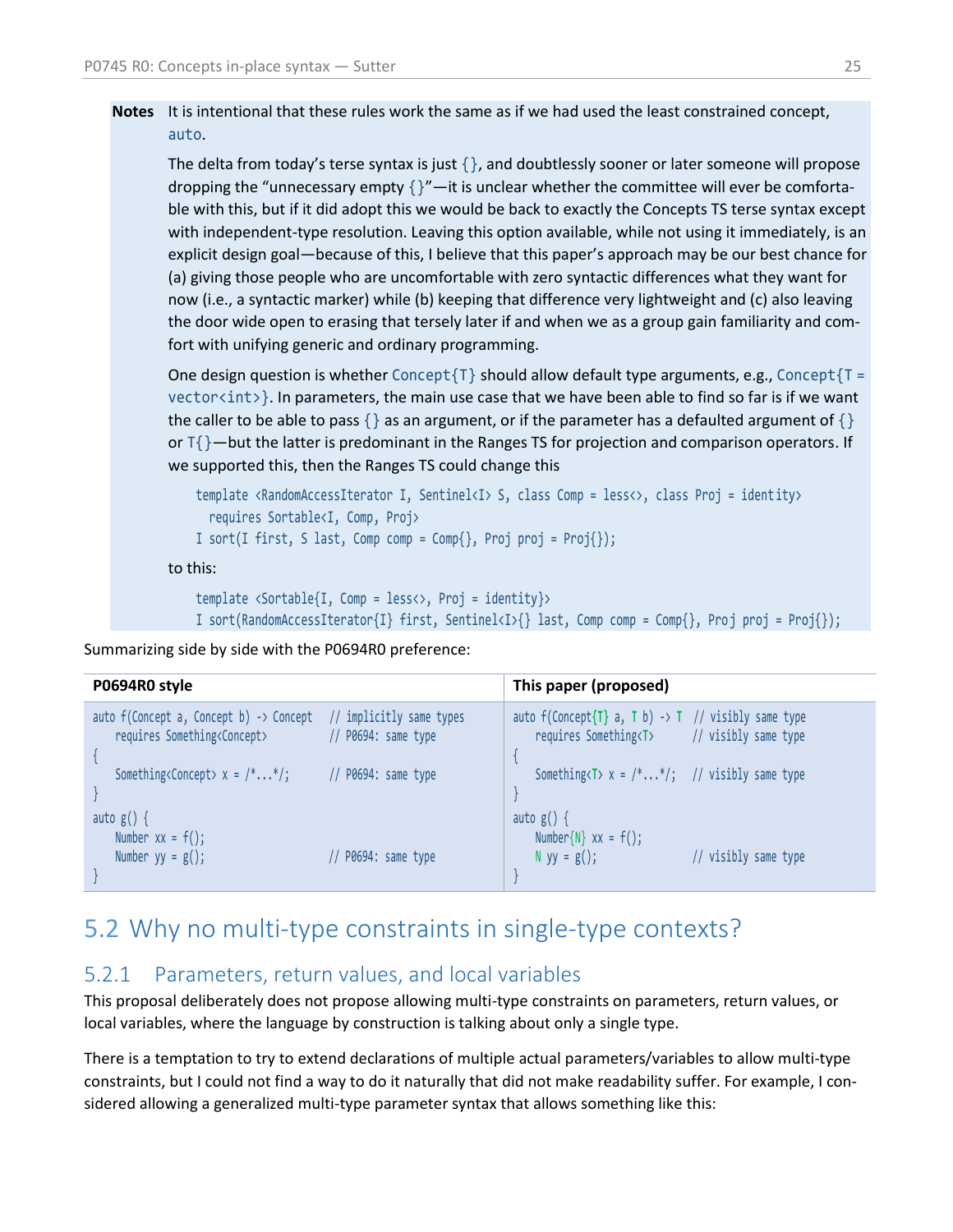**Notes** It is intentional that these rules work the same as if we had used the least constrained concept, `auto`.

The delta from today's terse syntax is just `{}`, and doubtlessly sooner or later someone will propose dropping the "unnecessary empty `{}`"—it is unclear whether the committee will ever be comfortable with this, but if it did adopt this we would be back to exactly the Concepts TS terse syntax except with independent-type resolution. Leaving this option available, while not using it immediately, is an explicit design goal—because of this, I believe that this paper's approach may be our best chance for (a) giving those people who are uncomfortable with zero syntactic differences what they want for now (i.e., a syntactic marker) while (b) keeping that difference very lightweight and (c) also leaving the door wide open to erasing that tersely later if and when we as a group gain familiarity and comfort with unifying generic and ordinary programming.

One design question is whether `Concept{T}` should allow default type arguments, e.g., `Concept{T = vector<int>}`. In parameters, the main use case that we have been able to find so far is if we want the caller to be able to pass `{}` as an argument, or if the parameter has a defaulted argument of `{}` or `T{}`—but the latter is predominant in the Ranges TS for projection and comparison operators. If we supported this, then the Ranges TS could change this

```
template <RandomAccessIterator I, Sentinel<I> S, class Comp = less<>, class Proj = identity>
  requires Sortable<I, Comp, Proj>
I sort(I first, S last, Comp comp = Comp{}, Proj proj = Proj{});
```

to this:

```
template <Sortable{I, Comp = less<>, Proj = identity}>
I sort(RandomAccessIterator{I} first, Sentinel<I>{} last, Comp comp = Comp{}, Proj proj = Proj{});
```

Summarizing side by side with the P0694R0 preference:

| P0694R0 style | This paper (proposed) |
|---|---|
| <pre>auto f(Concept a, Concept b) -> Concept   // implicitly same types<br>    requires Something<Concept>          // P0694: same type<br>{<br>    Something<Concept> x = /*...*/;      // P0694: same type<br>}<br>auto g() {<br>    Number xx = f();<br>    Number yy = g();                     // P0694: same type<br>}</pre> | <pre>auto f(Concept{T} a, T b) -> T  // visibly same type<br>    requires Something<T>       // visibly same type<br>{<br>    Something<T> x = /*...*/;   // visibly same type<br>}<br>auto g() {<br>    Number{N} xx = f();<br>    N yy = g();                 // visibly same type<br>}</pre> |

## 5.2 Why no multi-type constraints in single-type contexts?

### 5.2.1 Parameters, return values, and local variables

This proposal deliberately does not propose allowing multi-type constraints on parameters, return values, or local variables, where the language by construction is talking about only a single type.

There is a temptation to try to extend declarations of multiple actual parameters/variables to allow multi-type constraints, but I could not find a way to do it naturally that did not make readability suffer. For example, I considered allowing a generalized multi-type parameter syntax that allows something like this: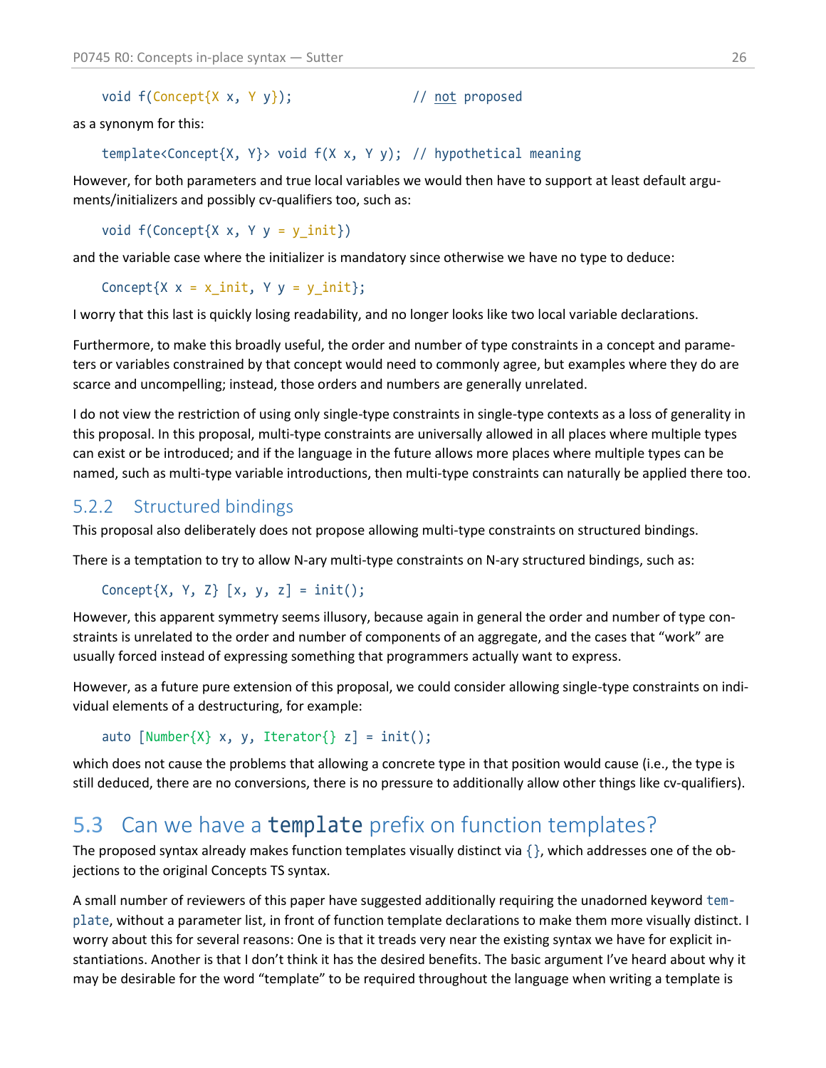```
void f(Concept{X x, Y y});                // not proposed
```

as a synonym for this:

```
template<Concept{X, Y}> void f(X x, Y y); // hypothetical meaning
```

However, for both parameters and true local variables we would then have to support at least default arguments/initializers and possibly cv-qualifiers too, such as:

```
void f(Concept{X x, Y y = y_init})
```

and the variable case where the initializer is mandatory since otherwise we have no type to deduce:

```
Concept{X x = x_init, Y y = y_init};
```

I worry that this last is quickly losing readability, and no longer looks like two local variable declarations.

Furthermore, to make this broadly useful, the order and number of type constraints in a concept and parameters or variables constrained by that concept would need to commonly agree, but examples where they do are scarce and uncompelling; instead, those orders and numbers are generally unrelated.

I do not view the restriction of using only single-type constraints in single-type contexts as a loss of generality in this proposal. In this proposal, multi-type constraints are universally allowed in all places where multiple types can exist or be introduced; and if the language in the future allows more places where multiple types can be named, such as multi-type variable introductions, then multi-type constraints can naturally be applied there too.

### 5.2.2 Structured bindings

This proposal also deliberately does not propose allowing multi-type constraints on structured bindings.

There is a temptation to try to allow N-ary multi-type constraints on N-ary structured bindings, such as:

```
Concept{X, Y, Z} [x, y, z] = init();
```

However, this apparent symmetry seems illusory, because again in general the order and number of type constraints is unrelated to the order and number of components of an aggregate, and the cases that "work" are usually forced instead of expressing something that programmers actually want to express.

However, as a future pure extension of this proposal, we could consider allowing single-type constraints on individual elements of a destructuring, for example:

```
auto [Number{X} x, y, Iterator{} z] = init();
```

which does not cause the problems that allowing a concrete type in that position would cause (i.e., the type is still deduced, there are no conversions, there is no pressure to additionally allow other things like cv-qualifiers).

## 5.3 Can we have a `template` prefix on function templates?

The proposed syntax already makes function templates visually distinct via `{}`, which addresses one of the objections to the original Concepts TS syntax.

A small number of reviewers of this paper have suggested additionally requiring the unadorned keyword `template`, without a parameter list, in front of function template declarations to make them more visually distinct. I worry about this for several reasons: One is that it treads very near the existing syntax we have for explicit instantiations. Another is that I don't think it has the desired benefits. The basic argument I've heard about why it may be desirable for the word "template" to be required throughout the language when writing a template is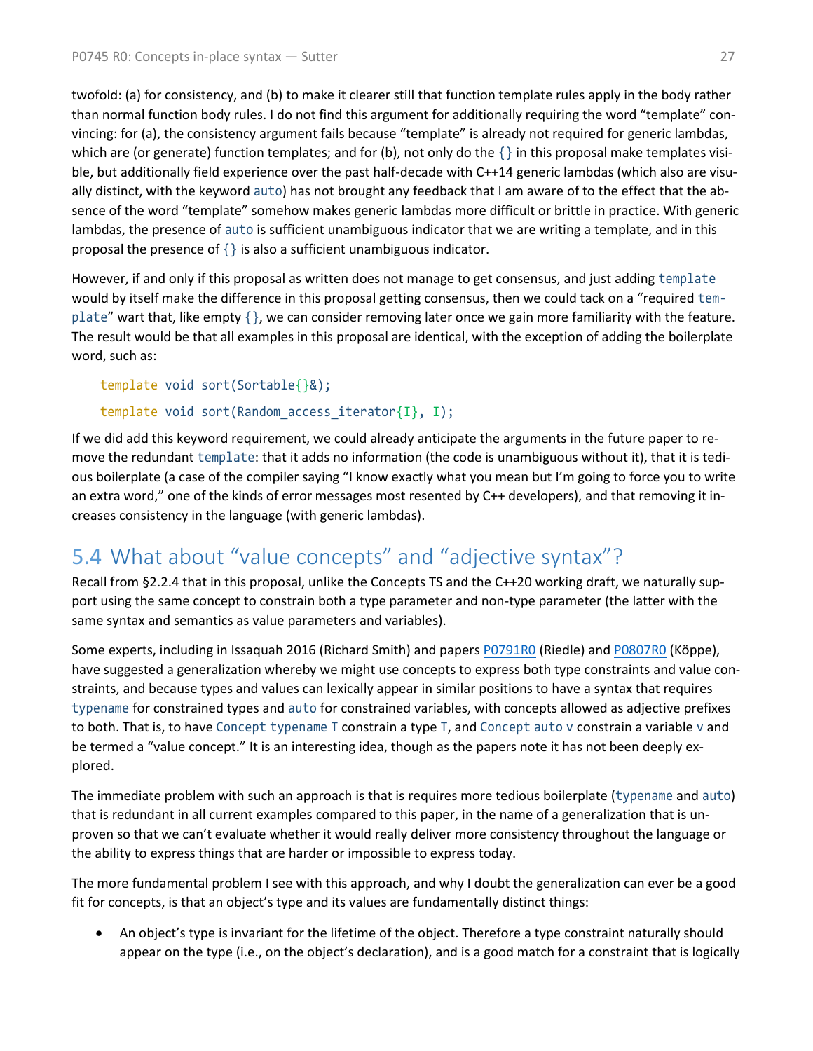twofold: (a) for consistency, and (b) to make it clearer still that function template rules apply in the body rather than normal function body rules. I do not find this argument for additionally requiring the word "template" convincing: for (a), the consistency argument fails because "template" is already not required for generic lambdas, which are (or generate) function templates; and for (b), not only do the `{}` in this proposal make templates visible, but additionally field experience over the past half-decade with C++14 generic lambdas (which also are visually distinct, with the keyword `auto`) has not brought any feedback that I am aware of to the effect that the absence of the word "template" somehow makes generic lambdas more difficult or brittle in practice. With generic lambdas, the presence of `auto` is sufficient unambiguous indicator that we are writing a template, and in this proposal the presence of `{}` is also a sufficient unambiguous indicator.

However, if and only if this proposal as written does not manage to get consensus, and just adding `template` would by itself make the difference in this proposal getting consensus, then we could tack on a "required `template`" wart that, like empty `{}`, we can consider removing later once we gain more familiarity with the feature. The result would be that all examples in this proposal are identical, with the exception of adding the boilerplate word, such as:

```
template void sort(Sortable{}&);

template void sort(Random_access_iterator{I}, I);
```

If we did add this keyword requirement, we could already anticipate the arguments in the future paper to remove the redundant `template`: that it adds no information (the code is unambiguous without it), that it is tedious boilerplate (a case of the compiler saying "I know exactly what you mean but I'm going to force you to write an extra word," one of the kinds of error messages most resented by C++ developers), and that removing it increases consistency in the language (with generic lambdas).

## 5.4 What about "value concepts" and "adjective syntax"?

Recall from §2.2.4 that in this proposal, unlike the Concepts TS and the C++20 working draft, we naturally support using the same concept to constrain both a type parameter and non-type parameter (the latter with the same syntax and semantics as value parameters and variables).

Some experts, including in Issaquah 2016 (Richard Smith) and papers P0791R0 (Riedle) and P0807R0 (Köppe), have suggested a generalization whereby we might use concepts to express both type constraints and value constraints, and because types and values can lexically appear in similar positions to have a syntax that requires `typename` for constrained types and `auto` for constrained variables, with concepts allowed as adjective prefixes to both. That is, to have `Concept typename T` constrain a type `T`, and `Concept auto v` constrain a variable `v` and be termed a "value concept." It is an interesting idea, though as the papers note it has not been deeply explored.

The immediate problem with such an approach is that is requires more tedious boilerplate (`typename` and `auto`) that is redundant in all current examples compared to this paper, in the name of a generalization that is unproven so that we can't evaluate whether it would really deliver more consistency throughout the language or the ability to express things that are harder or impossible to express today.

The more fundamental problem I see with this approach, and why I doubt the generalization can ever be a good fit for concepts, is that an object's type and its values are fundamentally distinct things:

- An object's type is invariant for the lifetime of the object. Therefore a type constraint naturally should appear on the type (i.e., on the object's declaration), and is a good match for a constraint that is logically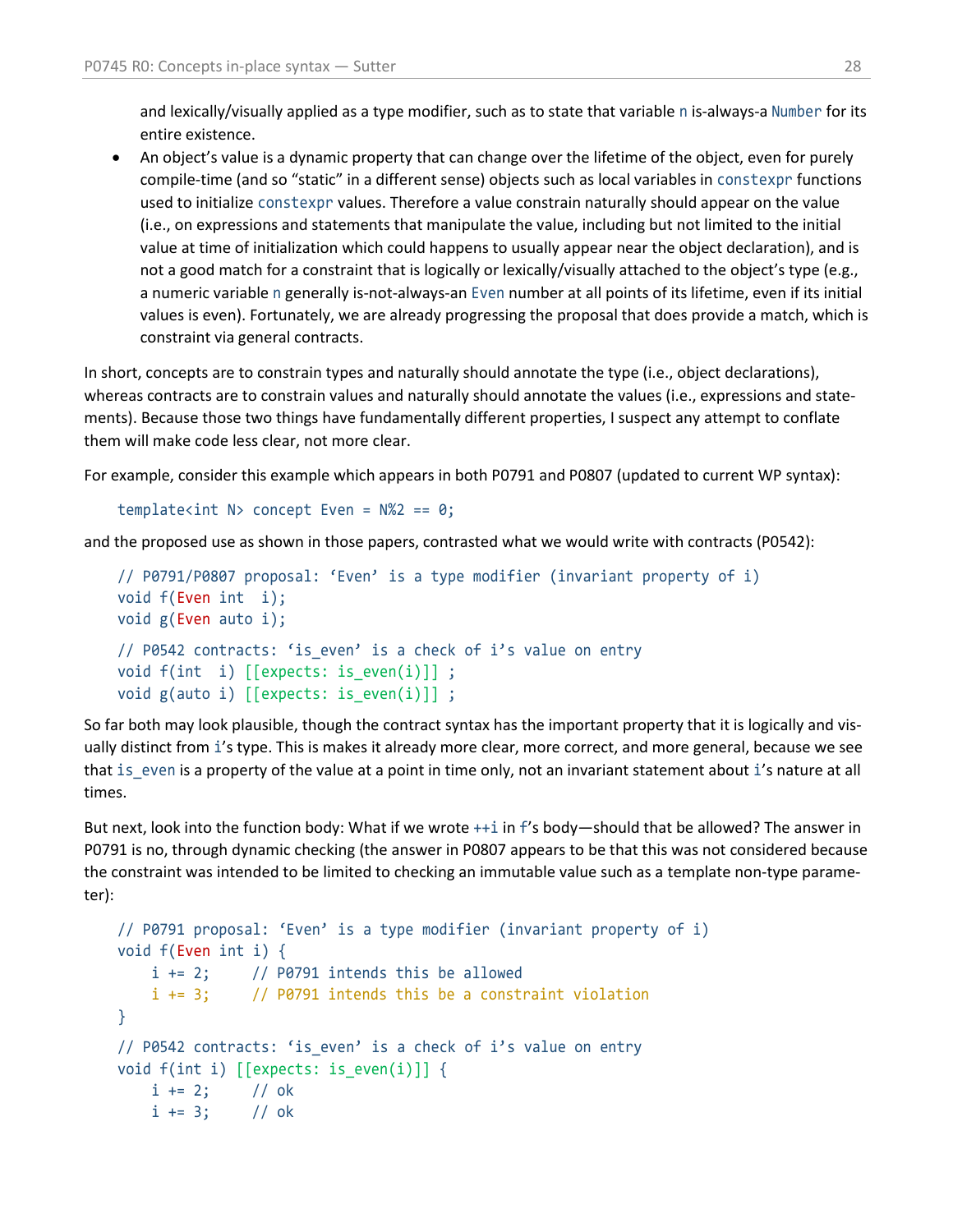and lexically/visually applied as a type modifier, such as to state that variable n is-always-a Number for its entire existence.

- An object's value is a dynamic property that can change over the lifetime of the object, even for purely compile-time (and so "static" in a different sense) objects such as local variables in constexpr functions used to initialize constexpr values. Therefore a value constrain naturally should appear on the value (i.e., on expressions and statements that manipulate the value, including but not limited to the initial value at time of initialization which could happens to usually appear near the object declaration), and is not a good match for a constraint that is logically or lexically/visually attached to the object's type (e.g., a numeric variable n generally is-not-always-an Even number at all points of its lifetime, even if its initial values is even). Fortunately, we are already progressing the proposal that does provide a match, which is constraint via general contracts.

In short, concepts are to constrain types and naturally should annotate the type (i.e., object declarations), whereas contracts are to constrain values and naturally should annotate the values (i.e., expressions and statements). Because those two things have fundamentally different properties, I suspect any attempt to conflate them will make code less clear, not more clear.

For example, consider this example which appears in both P0791 and P0807 (updated to current WP syntax):

```
template<int N> concept Even = N%2 == 0;
```

and the proposed use as shown in those papers, contrasted what we would write with contracts (P0542):

```
// P0791/P0807 proposal: 'Even' is a type modifier (invariant property of i)
void f(Even int  i);
void g(Even auto i);

// P0542 contracts: 'is_even' is a check of i's value on entry
void f(int  i) [[expects: is_even(i)]] ;
void g(auto i) [[expects: is_even(i)]] ;
```

So far both may look plausible, though the contract syntax has the important property that it is logically and visually distinct from i's type. This is makes it already more clear, more correct, and more general, because we see that is_even is a property of the value at a point in time only, not an invariant statement about i's nature at all times.

But next, look into the function body: What if we wrote ++i in f's body—should that be allowed? The answer in P0791 is no, through dynamic checking (the answer in P0807 appears to be that this was not considered because the constraint was intended to be limited to checking an immutable value such as a template non-type parameter):

```
// P0791 proposal: 'Even' is a type modifier (invariant property of i)
void f(Even int i) {
    i += 2;     // P0791 intends this be allowed
    i += 3;     // P0791 intends this be a constraint violation
}

// P0542 contracts: 'is_even' is a check of i's value on entry
void f(int i) [[expects: is_even(i)]] {
    i += 2;     // ok
    i += 3;     // ok
```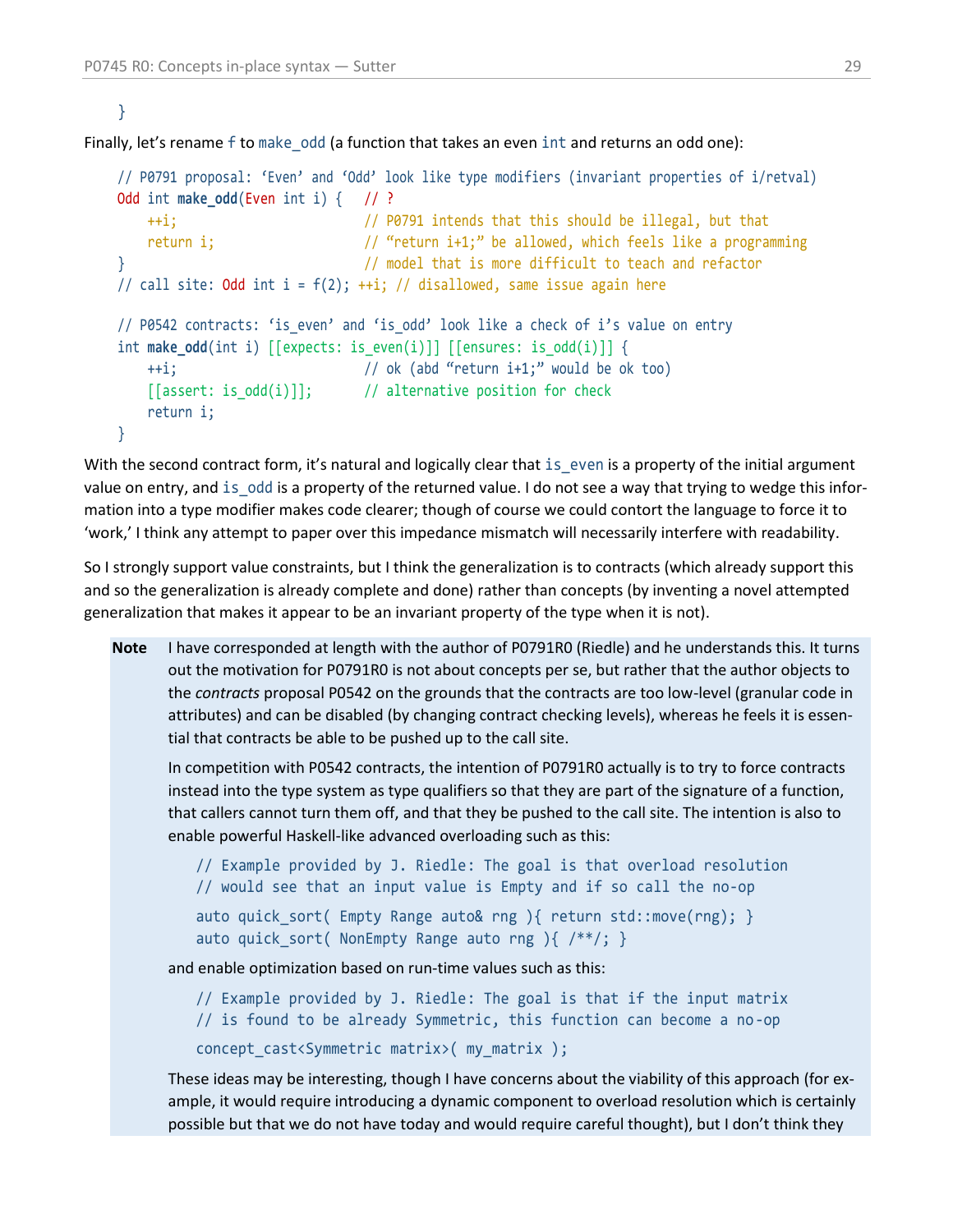```
}
```

Finally, let's rename `f` to `make_odd` (a function that takes an even `int` and returns an odd one):

```
// P0791 proposal: 'Even' and 'Odd' look like type modifiers (invariant properties of i/retval)
Odd int make_odd(Even int i) {   // ?
    ++i;                         // P0791 intends that this should be illegal, but that
    return i;                    // "return i+1;" be allowed, which feels like a programming
}                                // model that is more difficult to teach and refactor
// call site: Odd int i = f(2); ++i; // disallowed, same issue again here

// P0542 contracts: 'is_even' and 'is_odd' look like a check of i's value on entry
int make_odd(int i) [[expects: is_even(i)]] [[ensures: is_odd(i)]] {
    ++i;                         // ok (abd "return i+1;" would be ok too)
    [[assert: is_odd(i)]];       // alternative position for check
    return i;
}
```

With the second contract form, it's natural and logically clear that `is_even` is a property of the initial argument value on entry, and `is_odd` is a property of the returned value. I do not see a way that trying to wedge this information into a type modifier makes code clearer; though of course we could contort the language to force it to 'work,' I think any attempt to paper over this impedance mismatch will necessarily interfere with readability.

So I strongly support value constraints, but I think the generalization is to contracts (which already support this and so the generalization is already complete and done) rather than concepts (by inventing a novel attempted generalization that makes it appear to be an invariant property of the type when it is not).

**Note** I have corresponded at length with the author of P0791R0 (Riedle) and he understands this. It turns out the motivation for P0791R0 is not about concepts per se, but rather that the author objects to the *contracts* proposal P0542 on the grounds that the contracts are too low-level (granular code in attributes) and can be disabled (by changing contract checking levels), whereas he feels it is essential that contracts be able to be pushed up to the call site.

In competition with P0542 contracts, the intention of P0791R0 actually is to try to force contracts instead into the type system as type qualifiers so that they are part of the signature of a function, that callers cannot turn them off, and that they be pushed to the call site. The intention is also to enable powerful Haskell-like advanced overloading such as this:

```
// Example provided by J. Riedle: The goal is that overload resolution
// would see that an input value is Empty and if so call the no-op

auto quick_sort( Empty Range auto& rng ){ return std::move(rng); }
auto quick_sort( NonEmpty Range auto rng ){ /**/; }
```

and enable optimization based on run-time values such as this:

```
// Example provided by J. Riedle: The goal is that if the input matrix
// is found to be already Symmetric, this function can become a no-op

concept_cast<Symmetric matrix>( my_matrix );
```

These ideas may be interesting, though I have concerns about the viability of this approach (for example, it would require introducing a dynamic component to overload resolution which is certainly possible but that we do not have today and would require careful thought), but I don't think they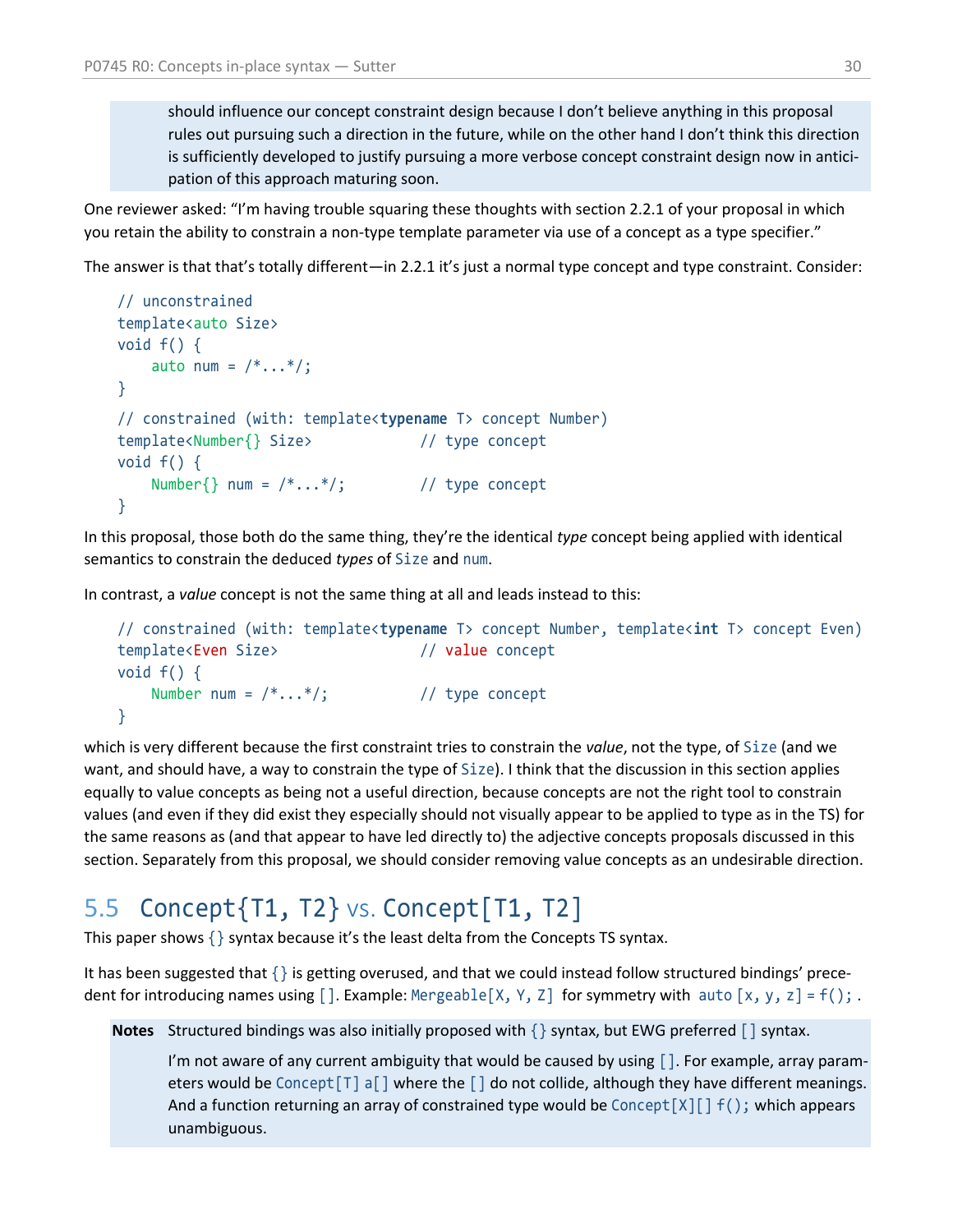should influence our concept constraint design because I don't believe anything in this proposal rules out pursuing such a direction in the future, while on the other hand I don't think this direction is sufficiently developed to justify pursuing a more verbose concept constraint design now in anticipation of this approach maturing soon.

One reviewer asked: "I'm having trouble squaring these thoughts with section 2.2.1 of your proposal in which you retain the ability to constrain a non-type template parameter via use of a concept as a type specifier."

The answer is that that's totally different—in 2.2.1 it's just a normal type concept and type constraint. Consider:

```
// unconstrained
template<auto Size>
void f() {
    auto num = /*...*/;
}
// constrained (with: template<typename T> concept Number)
template<Number{} Size>            // type concept
void f() {
    Number{} num = /*...*/;        // type concept
}
```

In this proposal, those both do the same thing, they're the identical *type* concept being applied with identical semantics to constrain the deduced *types* of `Size` and `num`.

In contrast, a *value* concept is not the same thing at all and leads instead to this:

```
// constrained (with: template<typename T> concept Number, template<int T> concept Even)
template<Even Size>                // value concept
void f() {
    Number num = /*...*/;          // type concept
}
```

which is very different because the first constraint tries to constrain the *value*, not the type, of `Size` (and we want, and should have, a way to constrain the type of `Size`). I think that the discussion in this section applies equally to value concepts as being not a useful direction, because concepts are not the right tool to constrain values (and even if they did exist they especially should not visually appear to be applied to type as in the TS) for the same reasons as (and that appear to have led directly to) the adjective concepts proposals discussed in this section. Separately from this proposal, we should consider removing value concepts as an undesirable direction.

## 5.5 `Concept{T1, T2}` vs. `Concept[T1, T2]`

This paper shows `{}` syntax because it's the least delta from the Concepts TS syntax.

It has been suggested that `{}` is getting overused, and that we could instead follow structured bindings' precedent for introducing names using `[]`. Example: `Mergeable[X, Y, Z]` for symmetry with `auto [x, y, z] = f();` .

**Notes** Structured bindings was also initially proposed with `{}` syntax, but EWG preferred `[]` syntax.

I'm not aware of any current ambiguity that would be caused by using `[]`. For example, array parameters would be `Concept[T] a[]` where the `[]` do not collide, although they have different meanings. And a function returning an array of constrained type would be `Concept[X][] f();` which appears unambiguous.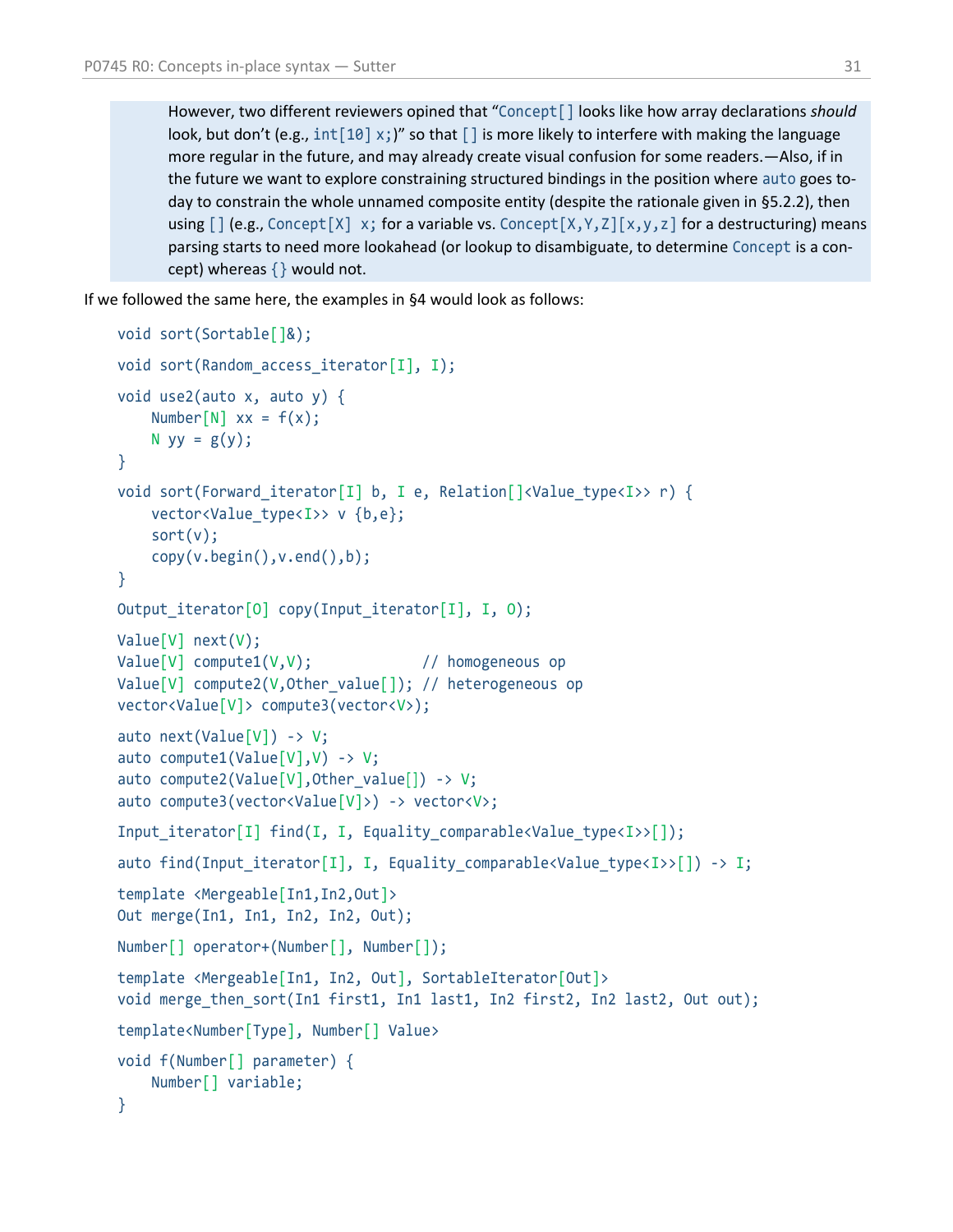> However, two different reviewers opined that “`Concept[]` looks like how array declarations *should* look, but don’t (e.g., `int[10] x;`)” so that `[]` is more likely to interfere with making the language more regular in the future, and may already create visual confusion for some readers.—Also, if in the future we want to explore constraining structured bindings in the position where `auto` goes today to constrain the whole unnamed composite entity (despite the rationale given in §5.2.2), then using `[]` (e.g., `Concept[X] x;` for a variable vs. `Concept[X,Y,Z][x,y,z]` for a destructuring) means parsing starts to need more lookahead (or lookup to disambiguate, to determine `Concept` is a concept) whereas `{}` would not.

If we followed the same here, the examples in §4 would look as follows:

```
void sort(Sortable[]&);

void sort(Random_access_iterator[I], I);

void use2(auto x, auto y) {
    Number[N] xx = f(x);
    N yy = g(y);
}

void sort(Forward_iterator[I] b, I e, Relation[]<Value_type<I>> r) {
    vector<Value_type<I>> v {b,e};
    sort(v);
    copy(v.begin(),v.end(),b);
}

Output_iterator[O] copy(Input_iterator[I], I, O);

Value[V] next(V);
Value[V] compute1(V,V);             // homogeneous op
Value[V] compute2(V,Other_value[]); // heterogeneous op
vector<Value[V]> compute3(vector<V>);

auto next(Value[V]) -> V;
auto compute1(Value[V],V) -> V;
auto compute2(Value[V],Other_value[]) -> V;
auto compute3(vector<Value[V]>) -> vector<V>;

Input_iterator[I] find(I, I, Equality_comparable<Value_type<I>>[]);

auto find(Input_iterator[I], I, Equality_comparable<Value_type<I>>[]) -> I;

template <Mergeable[In1,In2,Out]>
Out merge(In1, In1, In2, In2, Out);

Number[] operator+(Number[], Number[]);

template <Mergeable[In1, In2, Out], SortableIterator[Out]>
void merge_then_sort(In1 first1, In1 last1, In2 first2, In2 last2, Out out);

template<Number[Type], Number[] Value>

void f(Number[] parameter) {
    Number[] variable;
}
```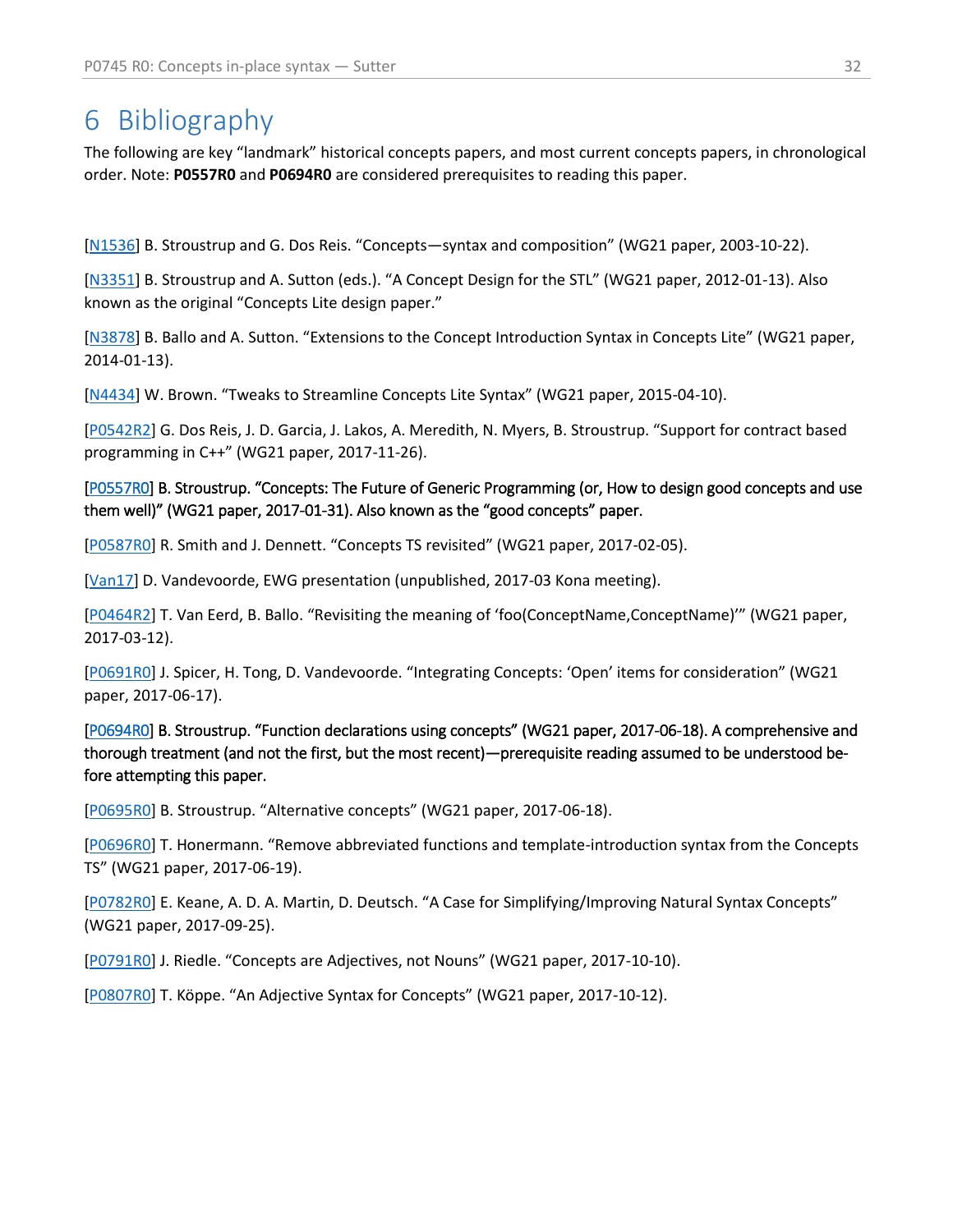# 6 Bibliography

The following are key "landmark" historical concepts papers, and most current concepts papers, in chronological order. Note: **P0557R0** and **P0694R0** are considered prerequisites to reading this paper.

[N1536] B. Stroustrup and G. Dos Reis. "Concepts—syntax and composition" (WG21 paper, 2003-10-22).

[N3351] B. Stroustrup and A. Sutton (eds.). "A Concept Design for the STL" (WG21 paper, 2012-01-13). Also known as the original "Concepts Lite design paper."

[N3878] B. Ballo and A. Sutton. "Extensions to the Concept Introduction Syntax in Concepts Lite" (WG21 paper, 2014-01-13).

[N4434] W. Brown. "Tweaks to Streamline Concepts Lite Syntax" (WG21 paper, 2015-04-10).

[P0542R2] G. Dos Reis, J. D. Garcia, J. Lakos, A. Meredith, N. Myers, B. Stroustrup. "Support for contract based programming in C++" (WG21 paper, 2017-11-26).

[P0557R0] B. Stroustrup. "Concepts: The Future of Generic Programming (or, How to design good concepts and use them well)" (WG21 paper, 2017-01-31). Also known as the "good concepts" paper.

[P0587R0] R. Smith and J. Dennett. "Concepts TS revisited" (WG21 paper, 2017-02-05).

[Van17] D. Vandevoorde, EWG presentation (unpublished, 2017-03 Kona meeting).

[P0464R2] T. Van Eerd, B. Ballo. "Revisiting the meaning of 'foo(ConceptName,ConceptName)'" (WG21 paper, 2017-03-12).

[P0691R0] J. Spicer, H. Tong, D. Vandevoorde. "Integrating Concepts: 'Open' items for consideration" (WG21 paper, 2017-06-17).

[P0694R0] B. Stroustrup. "Function declarations using concepts" (WG21 paper, 2017-06-18). A comprehensive and thorough treatment (and not the first, but the most recent)—prerequisite reading assumed to be understood before attempting this paper.

[P0695R0] B. Stroustrup. "Alternative concepts" (WG21 paper, 2017-06-18).

[P0696R0] T. Honermann. "Remove abbreviated functions and template-introduction syntax from the Concepts TS" (WG21 paper, 2017-06-19).

[P0782R0] E. Keane, A. D. A. Martin, D. Deutsch. "A Case for Simplifying/Improving Natural Syntax Concepts" (WG21 paper, 2017-09-25).

[P0791R0] J. Riedle. "Concepts are Adjectives, not Nouns" (WG21 paper, 2017-10-10).

[P0807R0] T. Köppe. "An Adjective Syntax for Concepts" (WG21 paper, 2017-10-12).